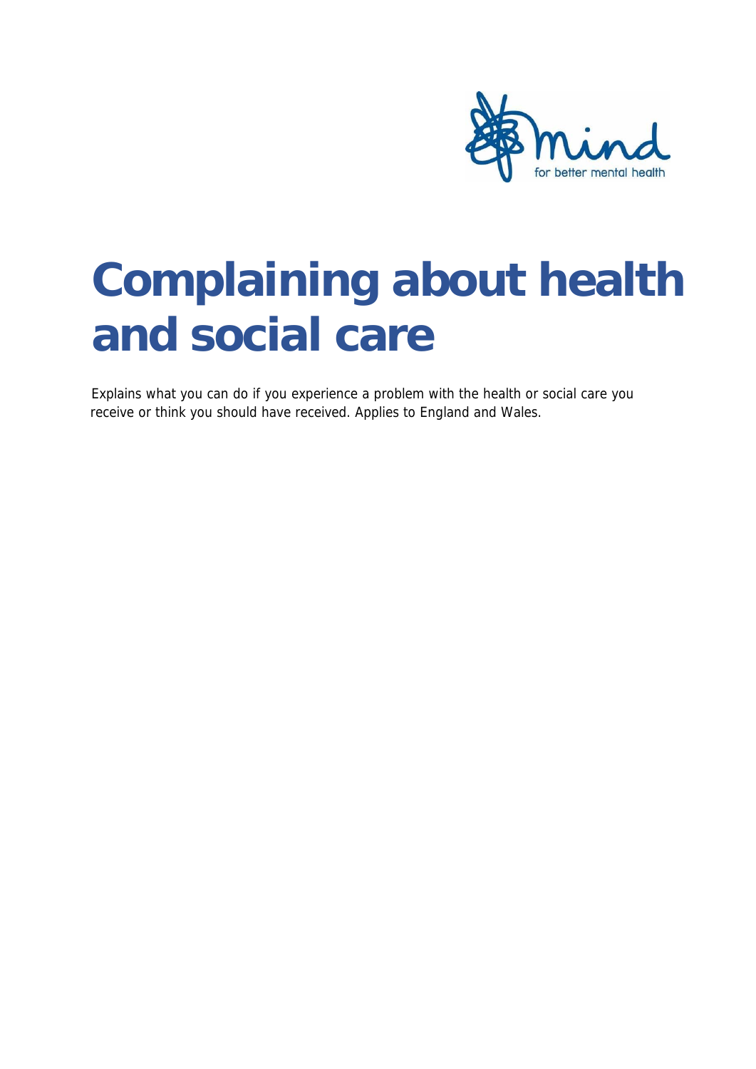# Complaining about health and social care

Explains what you can do if you experience a problem with the health or social care you receive or think you should have received. Applies to England and Wales.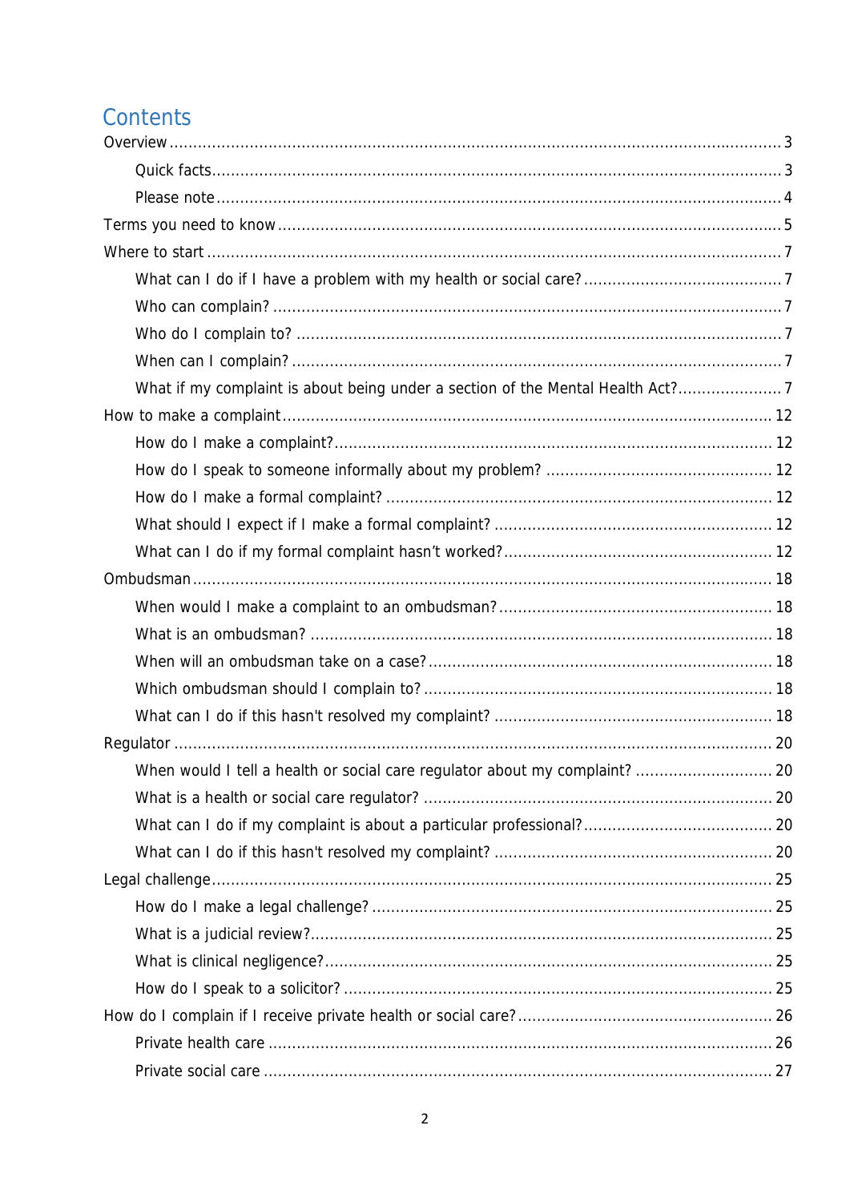# Contents

- Overview ... 3
  - Quick facts ... 3
  - Please note ... 4
- Terms you need to know ... 5
- Where to start ... 7
  - What can I do if I have a problem with my health or social care? ... 7
  - Who can complain? ... 7
  - Who do I complain to? ... 7
  - When can I complain? ... 7
  - What if my complaint is about being under a section of the Mental Health Act? ... 7
- How to make a complaint ... 12
  - How do I make a complaint? ... 12
  - How do I speak to someone informally about my problem? ... 12
  - How do I make a formal complaint? ... 12
  - What should I expect if I make a formal complaint? ... 12
  - What can I do if my formal complaint hasn't worked? ... 12
- Ombudsman ... 18
  - When would I make a complaint to an ombudsman? ... 18
  - What is an ombudsman? ... 18
  - When will an ombudsman take on a case? ... 18
  - Which ombudsman should I complain to? ... 18
  - What can I do if this hasn't resolved my complaint? ... 18
- Regulator ... 20
  - When would I tell a health or social care regulator about my complaint? ... 20
  - What is a health or social care regulator? ... 20
  - What can I do if my complaint is about a particular professional? ... 20
  - What can I do if this hasn't resolved my complaint? ... 20
- Legal challenge ... 25
  - How do I make a legal challenge? ... 25
  - What is a judicial review? ... 25
  - What is clinical negligence? ... 25
  - How do I speak to a solicitor? ... 25
- How do I complain if I receive private health or social care? ... 26
  - Private health care ... 26
  - Private social care ... 27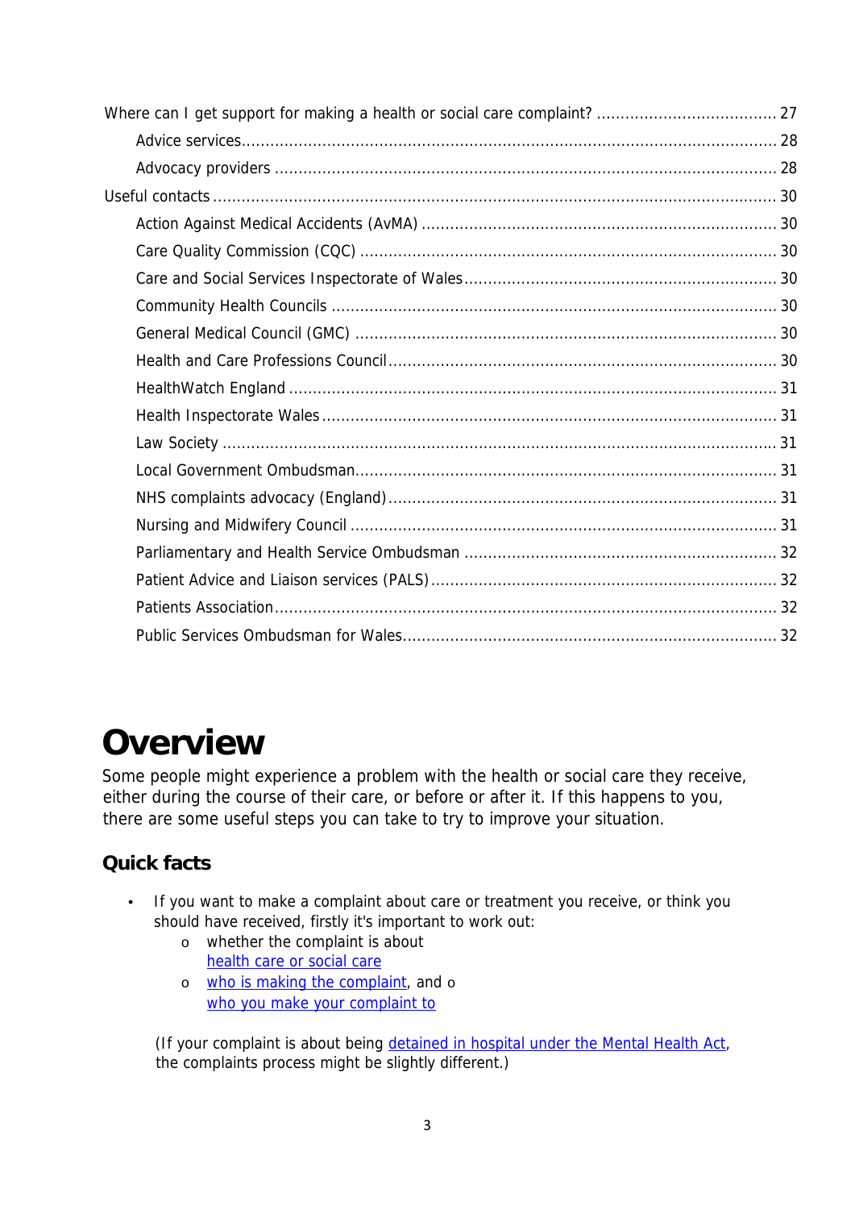Where can I get support for making a health or social care complaint? ...................................... 27

Advice services ............................................................................................................... 28

Advocacy providers ........................................................................................................ 28

Useful contacts ..................................................................................................................... 30

Action Against Medical Accidents (AvMA) .......................................................................... 30

Care Quality Commission (CQC) ....................................................................................... 30

Care and Social Services Inspectorate of Wales ................................................................. 30

Community Health Councils ............................................................................................. 30

General Medical Council (GMC) ........................................................................................ 30

Health and Care Professions Council ................................................................................. 30

HealthWatch England ..................................................................................................... 31

Health Inspectorate Wales ............................................................................................... 31

Law Society .................................................................................................................... 31

Local Government Ombudsman ........................................................................................ 31

NHS complaints advocacy (England) ................................................................................. 31

Nursing and Midwifery Council ......................................................................................... 31

Parliamentary and Health Service Ombudsman ................................................................. 32

Patient Advice and Liaison services (PALS) ........................................................................ 32

Patients Association ........................................................................................................ 32

Public Services Ombudsman for Wales .............................................................................. 32

# Overview

Some people might experience a problem with the health or social care they receive, either during the course of their care, or before or after it. If this happens to you, there are some useful steps you can take to try to improve your situation.

## Quick facts

- If you want to make a complaint about care or treatment you receive, or think you should have received, firstly it's important to work out:
  - whether the complaint is about health care or social care
  - who is making the complaint, and
  - who you make your complaint to

  (If your complaint is about being detained in hospital under the Mental Health Act, the complaints process might be slightly different.)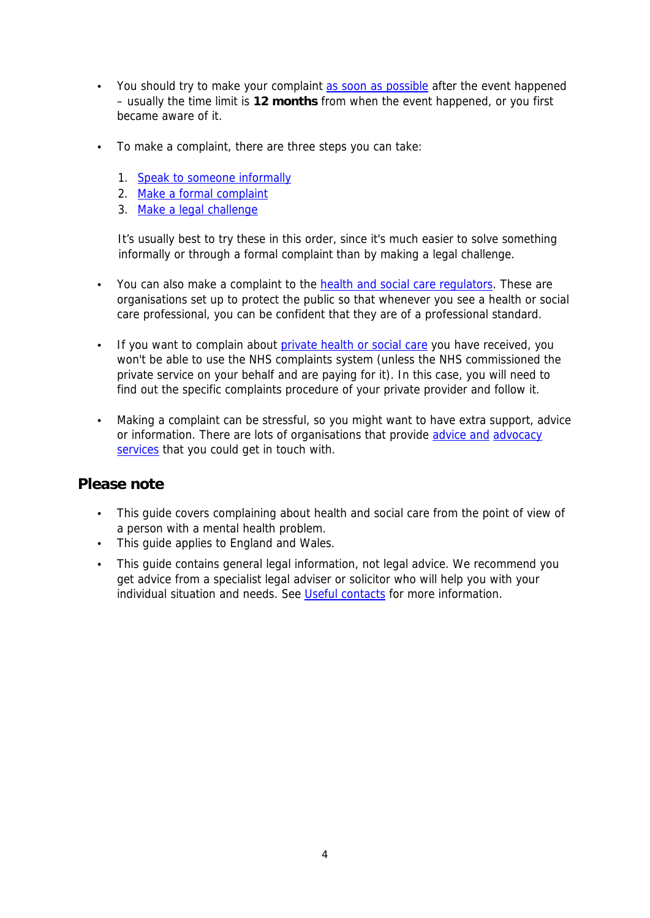- You should try to make your complaint as soon as possible after the event happened – usually the time limit is **12 months** from when the event happened, or you first became aware of it.

- To make a complaint, there are three steps you can take:

  1. Speak to someone informally
  2. Make a formal complaint
  3. Make a legal challenge

  It's usually best to try these in this order, since it's much easier to solve something informally or through a formal complaint than by making a legal challenge.

- You can also make a complaint to the health and social care regulators. These are organisations set up to protect the public so that whenever you see a health or social care professional, you can be confident that they are of a professional standard.

- If you want to complain about private health or social care you have received, you won't be able to use the NHS complaints system (unless the NHS commissioned the private service on your behalf and are paying for it). In this case, you will need to find out the specific complaints procedure of your private provider and follow it.

- Making a complaint can be stressful, so you might want to have extra support, advice or information. There are lots of organisations that provide advice and advocacy services that you could get in touch with.

## Please note

- This guide covers complaining about health and social care from the point of view of a person with a mental health problem.
- This guide applies to England and Wales.
- This guide contains general legal information, not legal advice. We recommend you get advice from a specialist legal adviser or solicitor who will help you with your individual situation and needs. See Useful contacts for more information.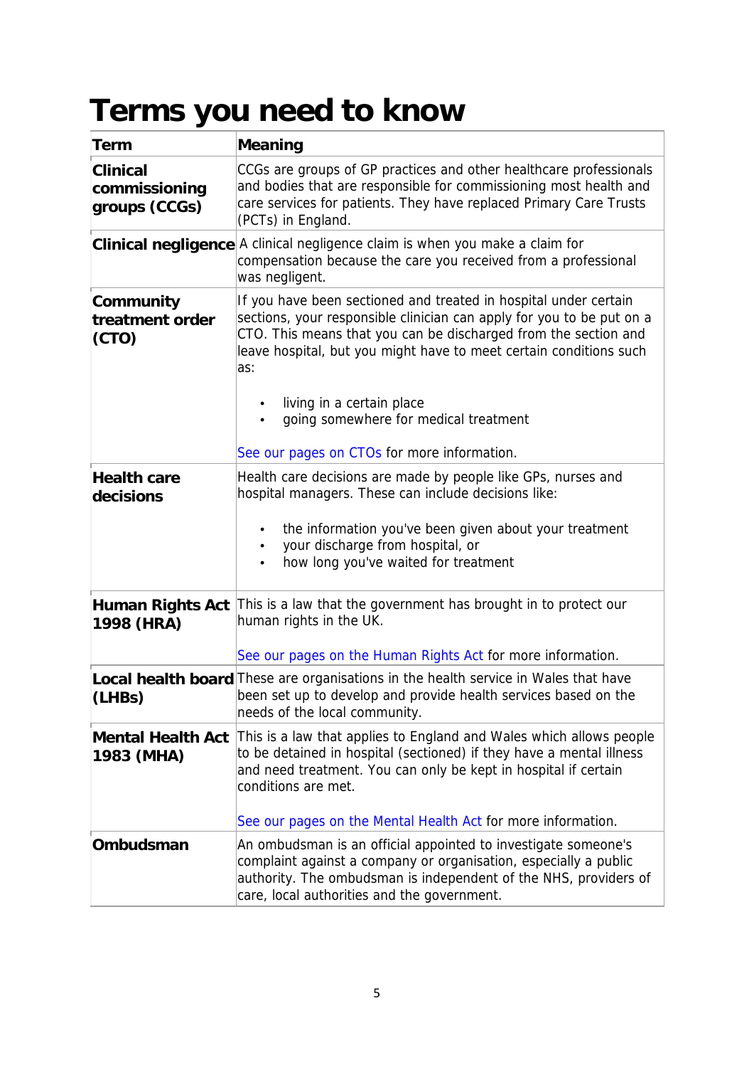# Terms you need to know

| Term | Meaning |
|---|---|
| **Clinical commissioning groups (CCGs)** | CCGs are groups of GP practices and other healthcare professionals and bodies that are responsible for commissioning most health and care services for patients. They have replaced Primary Care Trusts (PCTs) in England. |
| **Clinical negligence** | A clinical negligence claim is when you make a claim for compensation because the care you received from a professional was negligent. |
| **Community treatment order (CTO)** | If you have been sectioned and treated in hospital under certain sections, your responsible clinician can apply for you to be put on a CTO. This means that you can be discharged from the section and leave hospital, but you might have to meet certain conditions such as: <br>• living in a certain place <br>• going somewhere for medical treatment <br><br>See our pages on CTOs for more information. |
| **Health care decisions** | Health care decisions are made by people like GPs, nurses and hospital managers. These can include decisions like: <br>• the information you've been given about your treatment <br>• your discharge from hospital, or <br>• how long you've waited for treatment |
| **Human Rights Act 1998 (HRA)** | This is a law that the government has brought in to protect our human rights in the UK. <br><br>See our pages on the Human Rights Act for more information. |
| **Local health board (LHBs)** | These are organisations in the health service in Wales that have been set up to develop and provide health services based on the needs of the local community. |
| **Mental Health Act 1983 (MHA)** | This is a law that applies to England and Wales which allows people to be detained in hospital (sectioned) if they have a mental illness and need treatment. You can only be kept in hospital if certain conditions are met. <br><br>See our pages on the Mental Health Act for more information. |
| **Ombudsman** | An ombudsman is an official appointed to investigate someone's complaint against a company or organisation, especially a public authority. The ombudsman is independent of the NHS, providers of care, local authorities and the government. |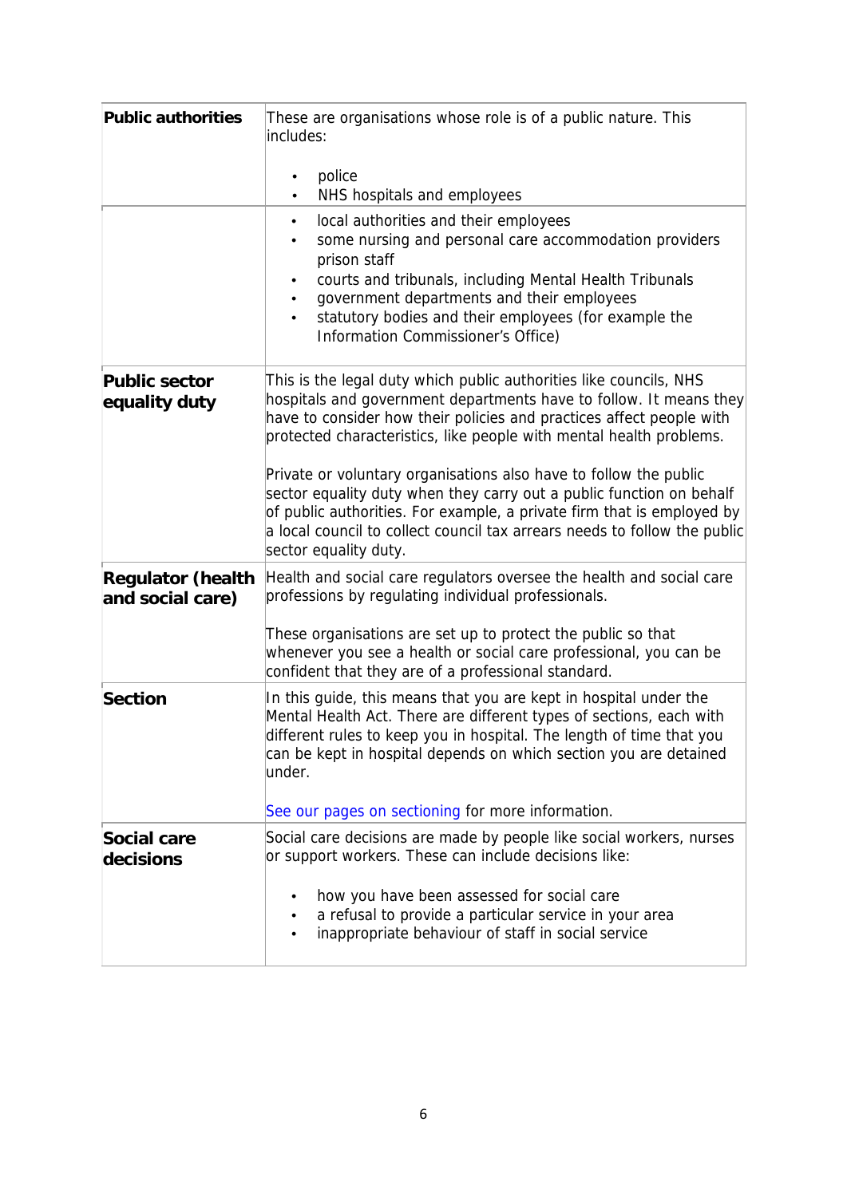| | |
|---|---|
| **Public authorities** | These are organisations whose role is of a public nature. This includes:<br><br>• police<br>• NHS hospitals and employees<br>• local authorities and their employees<br>• some nursing and personal care accommodation providers prison staff<br>• courts and tribunals, including Mental Health Tribunals<br>• government departments and their employees<br>• statutory bodies and their employees (for example the Information Commissioner's Office) |
| **Public sector equality duty** | This is the legal duty which public authorities like councils, NHS hospitals and government departments have to follow. It means they have to consider how their policies and practices affect people with protected characteristics, like people with mental health problems.<br><br>Private or voluntary organisations also have to follow the public sector equality duty when they carry out a public function on behalf of public authorities. For example, a private firm that is employed by a local council to collect council tax arrears needs to follow the public sector equality duty. |
| **Regulator (health and social care)** | Health and social care regulators oversee the health and social care professions by regulating individual professionals.<br><br>These organisations are set up to protect the public so that whenever you see a health or social care professional, you can be confident that they are of a professional standard. |
| **Section** | In this guide, this means that you are kept in hospital under the Mental Health Act. There are different types of sections, each with different rules to keep you in hospital. The length of time that you can be kept in hospital depends on which section you are detained under.<br><br>See our pages on sectioning for more information. |
| **Social care decisions** | Social care decisions are made by people like social workers, nurses or support workers. These can include decisions like:<br><br>• how you have been assessed for social care<br>• a refusal to provide a particular service in your area<br>• inappropriate behaviour of staff in social service |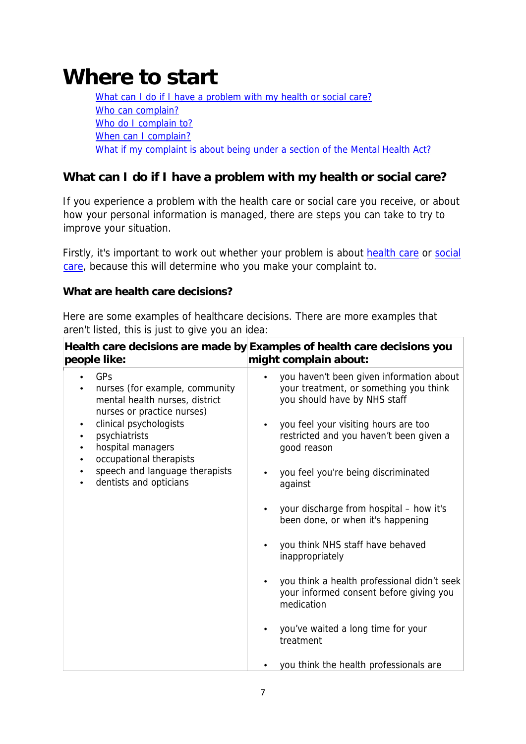# Where to start

[What can I do if I have a problem with my health or social care?]
[Who can complain?]
[Who do I complain to?]
[When can I complain?]
[What if my complaint is about being under a section of the Mental Health Act?]

## What can I do if I have a problem with my health or social care?

If you experience a problem with the health care or social care you receive, or about how your personal information is managed, there are steps you can take to try to improve your situation.

Firstly, it's important to work out whether your problem is about health care or social care, because this will determine who you make your complaint to.

### What are health care decisions?

Here are some examples of healthcare decisions. There are more examples that aren't listed, this is just to give you an idea:

| Health care decisions are made by people like: | Examples of health care decisions you might complain about: |
| --- | --- |
| • GPs<br>• nurses (for example, community mental health nurses, district nurses or practice nurses)<br>• clinical psychologists<br>• psychiatrists<br>• hospital managers<br>• occupational therapists<br>• speech and language therapists<br>• dentists and opticians | • you haven't been given information about your treatment, or something you think you should have by NHS staff<br>• you feel your visiting hours are too restricted and you haven't been given a good reason<br>• you feel you're being discriminated against<br>• your discharge from hospital – how it's been done, or when it's happening<br>• you think NHS staff have behaved inappropriately<br>• you think a health professional didn't seek your informed consent before giving you medication<br>• you've waited a long time for your treatment<br>• you think the health professionals are |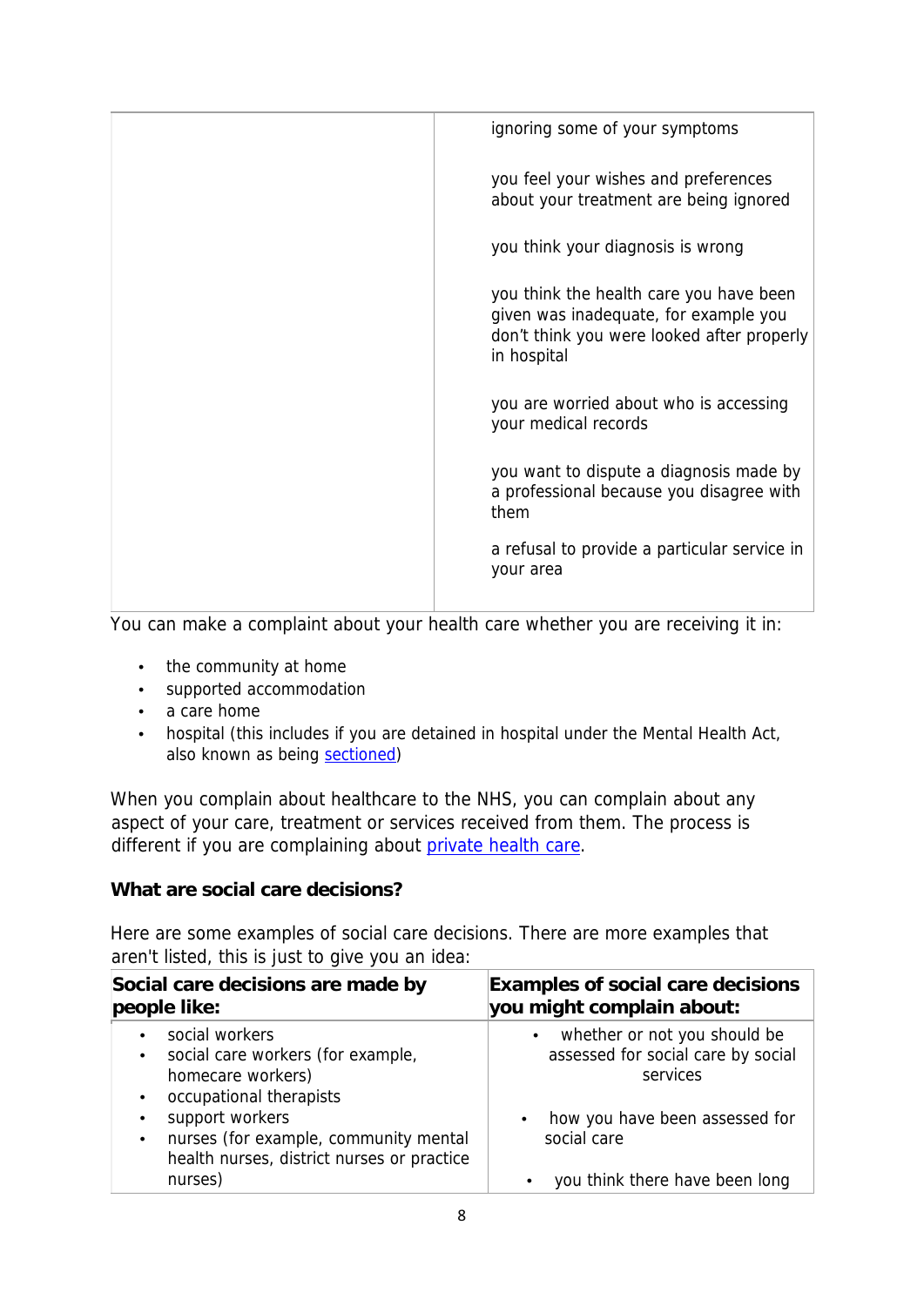| | |
|---|---|
| | ignoring some of your symptoms<br><br>you feel your wishes and preferences about your treatment are being ignored<br><br>you think your diagnosis is wrong<br><br>you think the health care you have been given was inadequate, for example you don't think you were looked after properly in hospital<br><br>you are worried about who is accessing your medical records<br><br>you want to dispute a diagnosis made by a professional because you disagree with them<br><br>a refusal to provide a particular service in your area |

You can make a complaint about your health care whether you are receiving it in:

- the community at home
- supported accommodation
- a care home
- hospital (this includes if you are detained in hospital under the Mental Health Act, also known as being [sectioned](#))

When you complain about healthcare to the NHS, you can complain about any aspect of your care, treatment or services received from them. The process is different if you are complaining about [private health care](#).

### What are social care decisions?

Here are some examples of social care decisions. There are more examples that aren't listed, this is just to give you an idea:

| Social care decisions are made by people like: | Examples of social care decisions you might complain about: |
|---|---|
| • social workers<br>• social care workers (for example, homecare workers)<br>• occupational therapists<br>• support workers<br>• nurses (for example, community mental health nurses, district nurses or practice nurses) | • whether or not you should be assessed for social care by social services<br><br>• how you have been assessed for social care<br><br>• you think there have been long |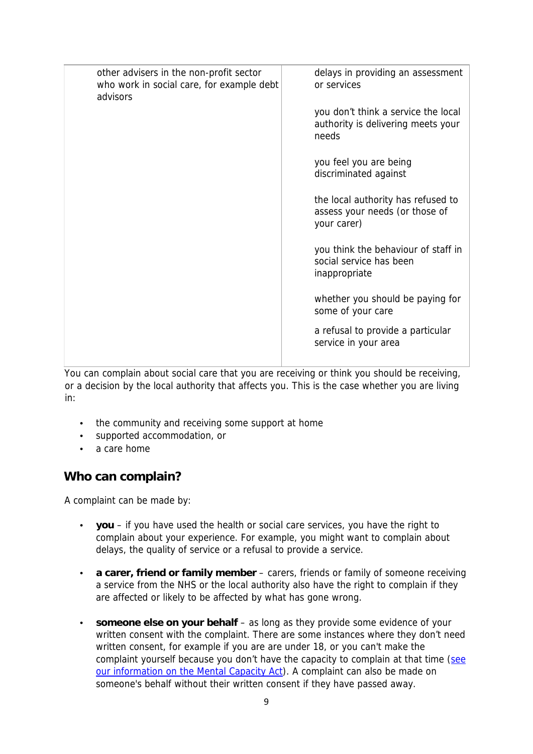| other advisers in the non-profit sector who work in social care, for example debt advisors | delays in providing an assessment or services<br><br>you don't think a service the local authority is delivering meets your needs<br><br>you feel you are being discriminated against<br><br>the local authority has refused to assess your needs (or those of your carer)<br><br>you think the behaviour of staff in social service has been inappropriate<br><br>whether you should be paying for some of your care<br><br>a refusal to provide a particular service in your area |
|---|---|

You can complain about social care that you are receiving or think you should be receiving, or a decision by the local authority that affects you. This is the case whether you are living in:

- the community and receiving some support at home
- supported accommodation, or
- a care home

## Who can complain?

A complaint can be made by:

- **you** – if you have used the health or social care services, you have the right to complain about your experience. For example, you might want to complain about delays, the quality of service or a refusal to provide a service.
- **a carer, friend or family member** – carers, friends or family of someone receiving a service from the NHS or the local authority also have the right to complain if they are affected or likely to be affected by what has gone wrong.
- **someone else on your behalf** – as long as they provide some evidence of your written consent with the complaint. There are some instances where they don't need written consent, for example if you are are under 18, or you can't make the complaint yourself because you don't have the capacity to complain at that time (see our information on the Mental Capacity Act). A complaint can also be made on someone's behalf without their written consent if they have passed away.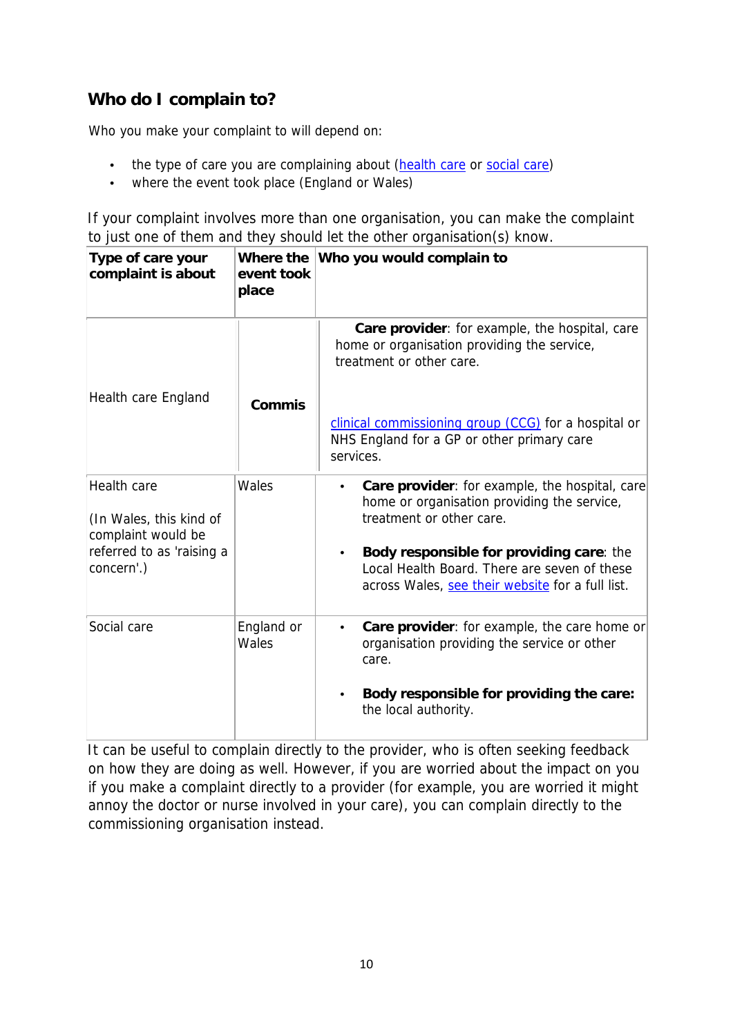## Who do I complain to?

Who you make your complaint to will depend on:

- the type of care you are complaining about (health care or social care)
- where the event took place (England or Wales)

If your complaint involves more than one organisation, you can make the complaint to just one of them and they should let the other organisation(s) know.

| Type of care your complaint is about | Where the event took place | Who you would complain to |
|---|---|---|
| Health care England | **Commis** | **Care provider**: for example, the hospital, care home or organisation providing the service, treatment or other care.<br><br>clinical commissioning group (CCG) for a hospital or NHS England for a GP or other primary care services. |
| Health care<br><br>(In Wales, this kind of complaint would be referred to as 'raising a concern'.) | Wales | • **Care provider**: for example, the hospital, care home or organisation providing the service, treatment or other care.<br><br>• **Body responsible for providing care**: the Local Health Board. There are seven of these across Wales, see their website for a full list. |
| Social care | England or Wales | • **Care provider**: for example, the care home or organisation providing the service or other care.<br><br>• **Body responsible for providing the care:** the local authority. |

It can be useful to complain directly to the provider, who is often seeking feedback on how they are doing as well. However, if you are worried about the impact on you if you make a complaint directly to a provider (for example, you are worried it might annoy the doctor or nurse involved in your care), you can complain directly to the commissioning organisation instead.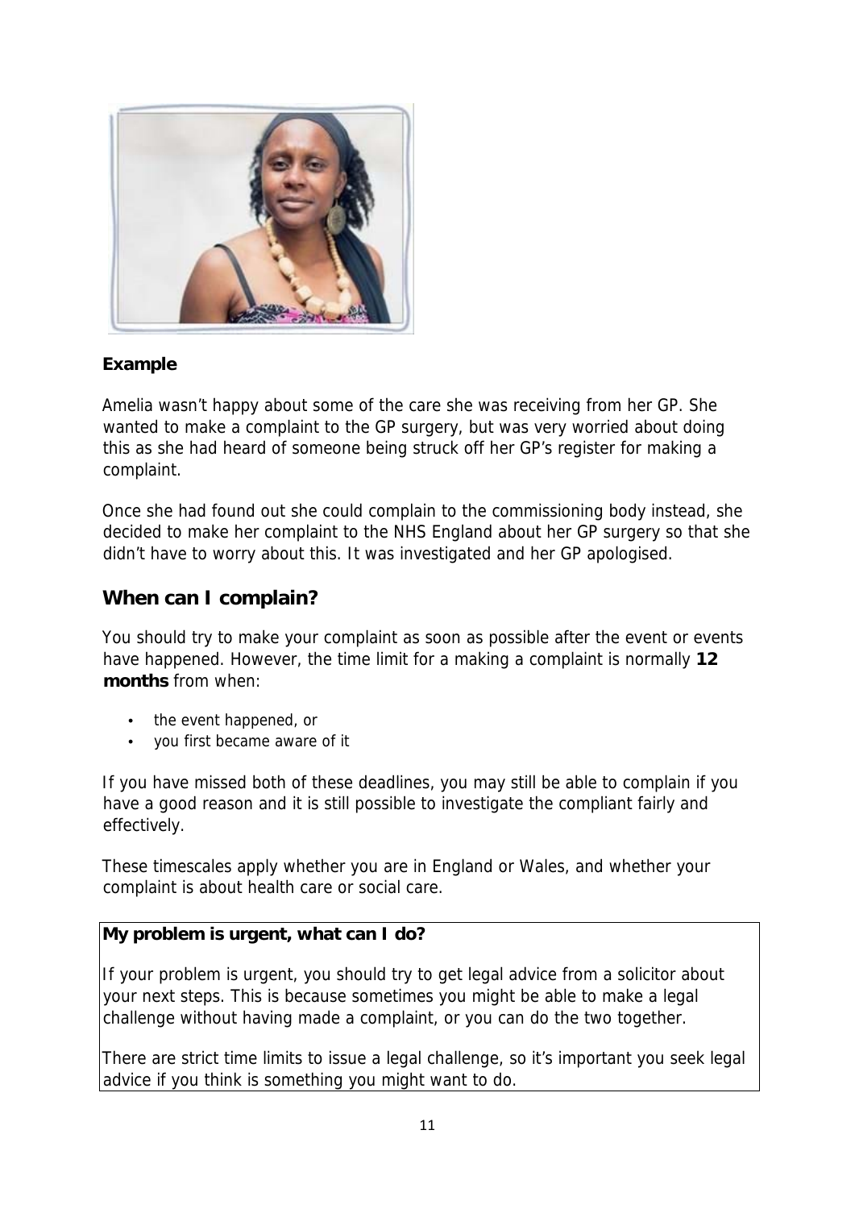**Example**

Amelia wasn't happy about some of the care she was receiving from her GP. She wanted to make a complaint to the GP surgery, but was very worried about doing this as she had heard of someone being struck off her GP's register for making a complaint.

Once she had found out she could complain to the commissioning body instead, she decided to make her complaint to the NHS England about her GP surgery so that she didn't have to worry about this. It was investigated and her GP apologised.

## When can I complain?

You should try to make your complaint as soon as possible after the event or events have happened. However, the time limit for a making a complaint is normally **12 months** from when:

- the event happened, or
- you first became aware of it

If you have missed both of these deadlines, you may still be able to complain if you have a good reason and it is still possible to investigate the compliant fairly and effectively.

These timescales apply whether you are in England or Wales, and whether your complaint is about health care or social care.

**My problem is urgent, what can I do?**

If your problem is urgent, you should try to get legal advice from a solicitor about your next steps. This is because sometimes you might be able to make a legal challenge without having made a complaint, or you can do the two together.

There are strict time limits to issue a legal challenge, so it's important you seek legal advice if you think is something you might want to do.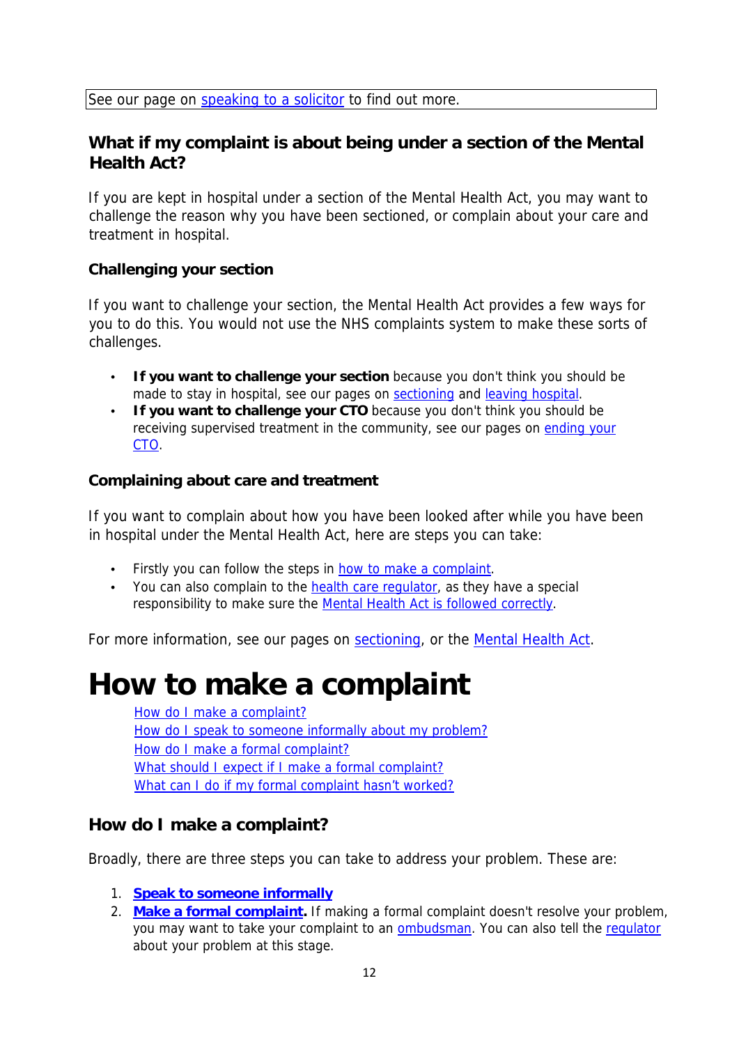See our page on speaking to a solicitor to find out more.

### What if my complaint is about being under a section of the Mental Health Act?

If you are kept in hospital under a section of the Mental Health Act, you may want to challenge the reason why you have been sectioned, or complain about your care and treatment in hospital.

#### Challenging your section

If you want to challenge your section, the Mental Health Act provides a few ways for you to do this. You would not use the NHS complaints system to make these sorts of challenges.

- **If you want to challenge your section** because you don't think you should be made to stay in hospital, see our pages on sectioning and leaving hospital.
- **If you want to challenge your CTO** because you don't think you should be receiving supervised treatment in the community, see our pages on ending your CTO.

#### Complaining about care and treatment

If you want to complain about how you have been looked after while you have been in hospital under the Mental Health Act, here are steps you can take:

- Firstly you can follow the steps in how to make a complaint.
- You can also complain to the health care regulator, as they have a special responsibility to make sure the Mental Health Act is followed correctly.

For more information, see our pages on sectioning, or the Mental Health Act.

# How to make a complaint

How do I make a complaint?
How do I speak to someone informally about my problem?
How do I make a formal complaint?
What should I expect if I make a formal complaint?
What can I do if my formal complaint hasn't worked?

### How do I make a complaint?

Broadly, there are three steps you can take to address your problem. These are:

1. **Speak to someone informally**
2. **Make a formal complaint.** If making a formal complaint doesn't resolve your problem, you may want to take your complaint to an ombudsman. You can also tell the regulator about your problem at this stage.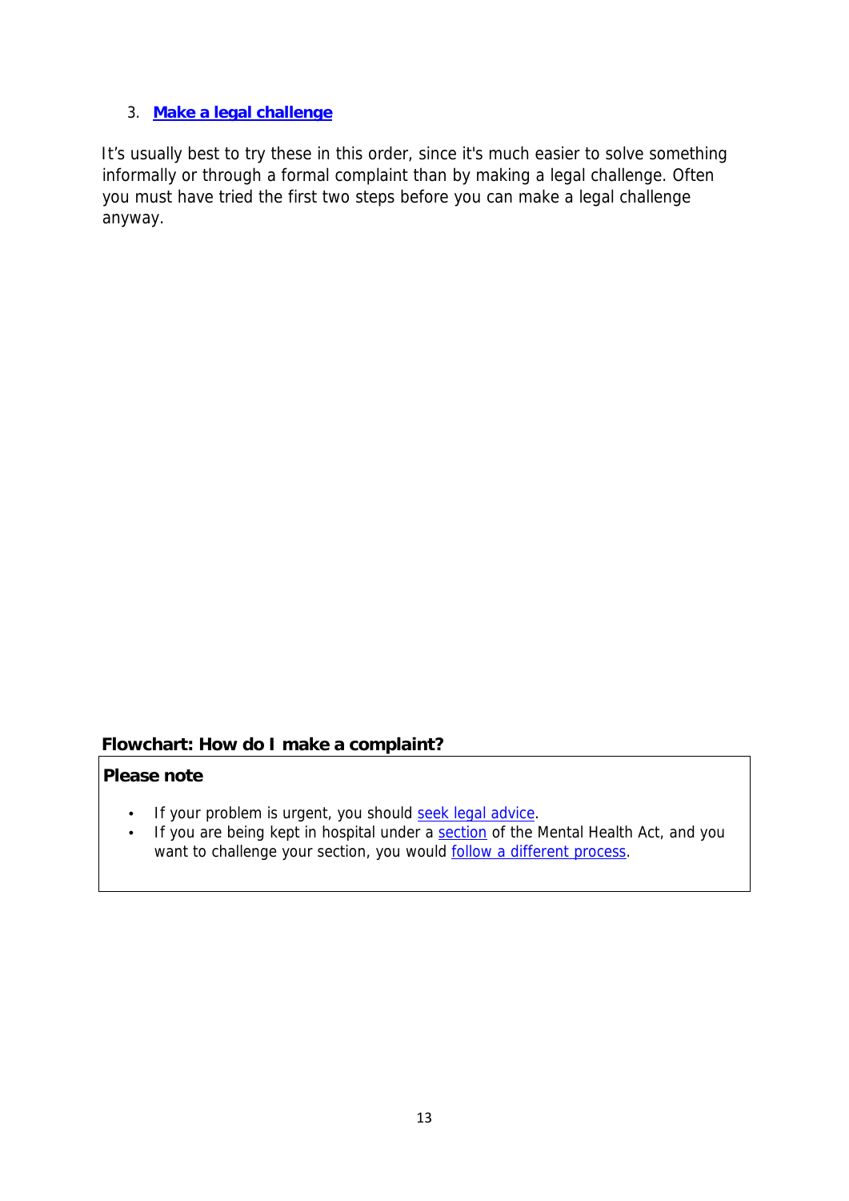3. **Make a legal challenge**

It's usually best to try these in this order, since it's much easier to solve something informally or through a formal complaint than by making a legal challenge. Often you must have tried the first two steps before you can make a legal challenge anyway.

**Flowchart: How do I make a complaint?**

**Please note**

- If your problem is urgent, you should seek legal advice.
- If you are being kept in hospital under a section of the Mental Health Act, and you want to challenge your section, you would follow a different process.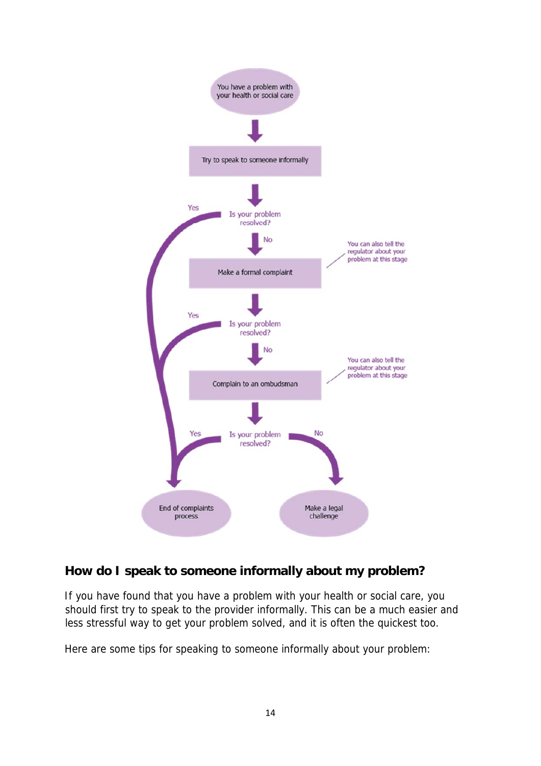You have a problem with your health or social care

↓

Try to speak to someone informally

↓

Is your problem resolved?

- Yes → End of complaints process
- No ↓

Make a formal complaint

*You can also tell the regulator about your problem at this stage*

↓

Is your problem resolved?

- Yes → End of complaints process
- No ↓

Complain to an ombudsman

*You can also tell the regulator about your problem at this stage*

↓

Is your problem resolved?

- Yes → End of complaints process
- No → Make a legal challenge

## How do I speak to someone informally about my problem?

If you have found that you have a problem with your health or social care, you should first try to speak to the provider informally. This can be a much easier and less stressful way to get your problem solved, and it is often the quickest too.

Here are some tips for speaking to someone informally about your problem: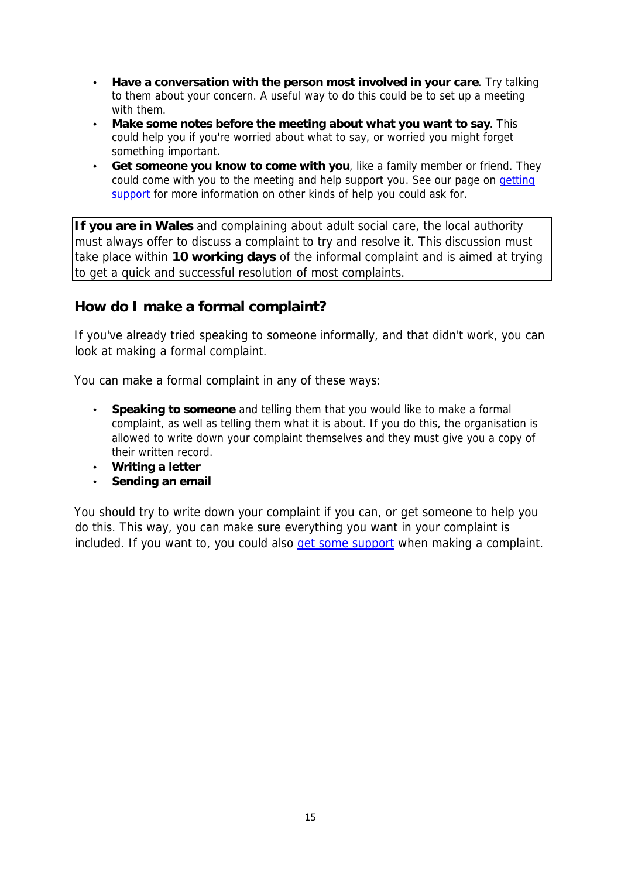- **Have a conversation with the person most involved in your care**. Try talking to them about your concern. A useful way to do this could be to set up a meeting with them.
- **Make some notes before the meeting about what you want to say**. This could help you if you're worried about what to say, or worried you might forget something important.
- **Get someone you know to come with you**, like a family member or friend. They could come with you to the meeting and help support you. See our page on getting support for more information on other kinds of help you could ask for.

**If you are in Wales** and complaining about adult social care, the local authority must always offer to discuss a complaint to try and resolve it. This discussion must take place within **10 working days** of the informal complaint and is aimed at trying to get a quick and successful resolution of most complaints.

## How do I make a formal complaint?

If you've already tried speaking to someone informally, and that didn't work, you can look at making a formal complaint.

You can make a formal complaint in any of these ways:

- **Speaking to someone** and telling them that you would like to make a formal complaint, as well as telling them what it is about. If you do this, the organisation is allowed to write down your complaint themselves and they must give you a copy of their written record.
- **Writing a letter**
- **Sending an email**

You should try to write down your complaint if you can, or get someone to help you do this. This way, you can make sure everything you want in your complaint is included. If you want to, you could also get some support when making a complaint.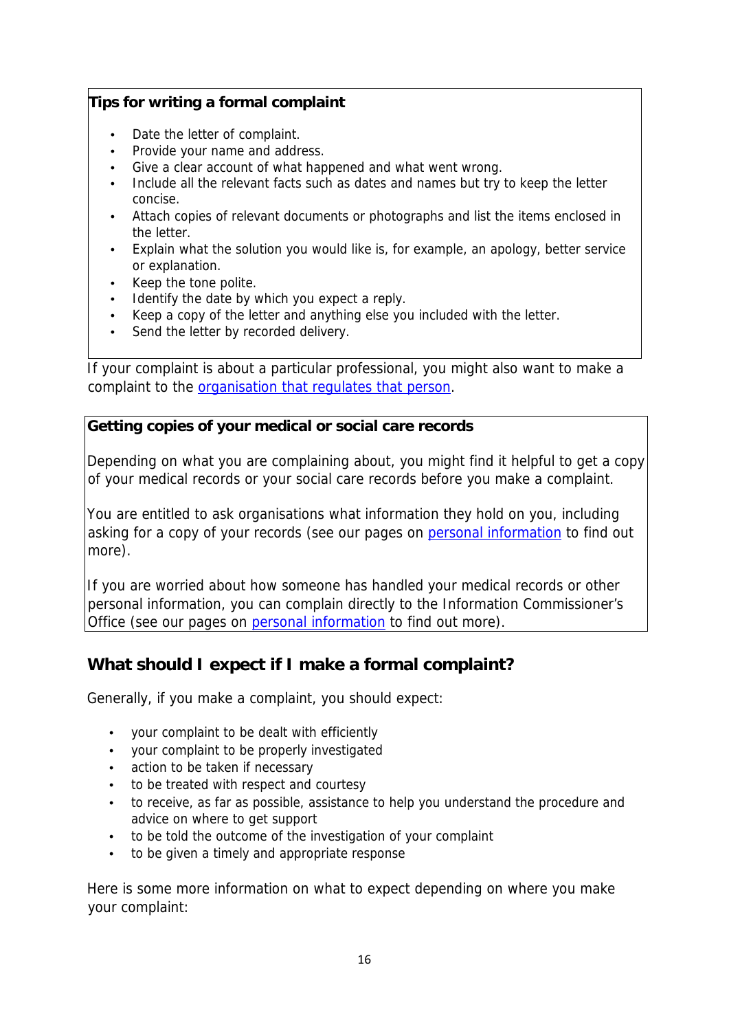**Tips for writing a formal complaint**

- Date the letter of complaint.
- Provide your name and address.
- Give a clear account of what happened and what went wrong.
- Include all the relevant facts such as dates and names but try to keep the letter concise.
- Attach copies of relevant documents or photographs and list the items enclosed in the letter.
- Explain what the solution you would like is, for example, an apology, better service or explanation.
- Keep the tone polite.
- Identify the date by which you expect a reply.
- Keep a copy of the letter and anything else you included with the letter.
- Send the letter by recorded delivery.

If your complaint is about a particular professional, you might also want to make a complaint to the organisation that regulates that person.

**Getting copies of your medical or social care records**

Depending on what you are complaining about, you might find it helpful to get a copy of your medical records or your social care records before you make a complaint.

You are entitled to ask organisations what information they hold on you, including asking for a copy of your records (see our pages on personal information to find out more).

If you are worried about how someone has handled your medical records or other personal information, you can complain directly to the Information Commissioner's Office (see our pages on personal information to find out more).

## What should I expect if I make a formal complaint?

Generally, if you make a complaint, you should expect:

- your complaint to be dealt with efficiently
- your complaint to be properly investigated
- action to be taken if necessary
- to be treated with respect and courtesy
- to receive, as far as possible, assistance to help you understand the procedure and advice on where to get support
- to be told the outcome of the investigation of your complaint
- to be given a timely and appropriate response

Here is some more information on what to expect depending on where you make your complaint: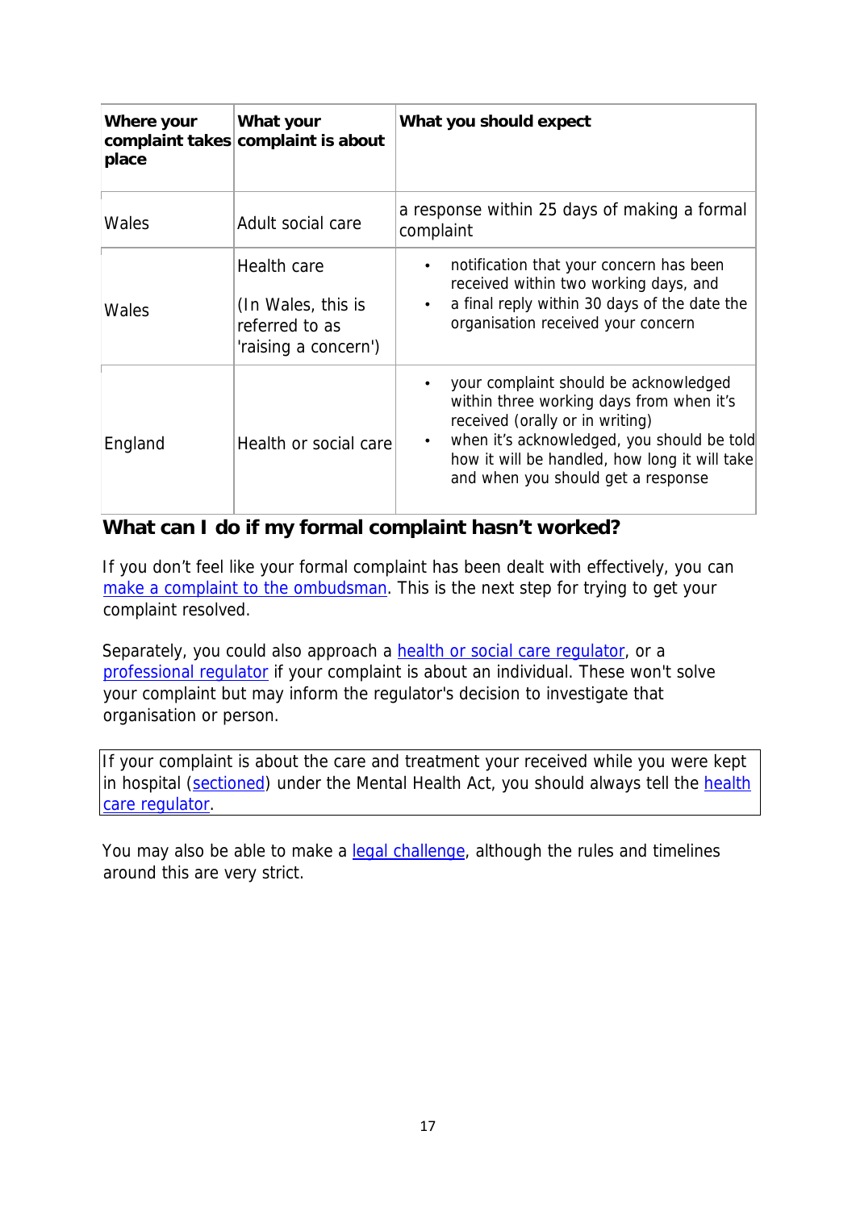| Where your complaint takes place | What your complaint is about | What you should expect |
|---|---|---|
| Wales | Adult social care | a response within 25 days of making a formal complaint |
| Wales | Health care<br><br>(In Wales, this is referred to as 'raising a concern') | • notification that your concern has been received within two working days, and<br>• a final reply within 30 days of the date the organisation received your concern |
| England | Health or social care | • your complaint should be acknowledged within three working days from when it's received (orally or in writing)<br>• when it's acknowledged, you should be told how it will be handled, how long it will take and when you should get a response |

## What can I do if my formal complaint hasn't worked?

If you don't feel like your formal complaint has been dealt with effectively, you can make a complaint to the ombudsman. This is the next step for trying to get your complaint resolved.

Separately, you could also approach a health or social care regulator, or a professional regulator if your complaint is about an individual. These won't solve your complaint but may inform the regulator's decision to investigate that organisation or person.

If your complaint is about the care and treatment your received while you were kept in hospital (sectioned) under the Mental Health Act, you should always tell the health care regulator.

You may also be able to make a legal challenge, although the rules and timelines around this are very strict.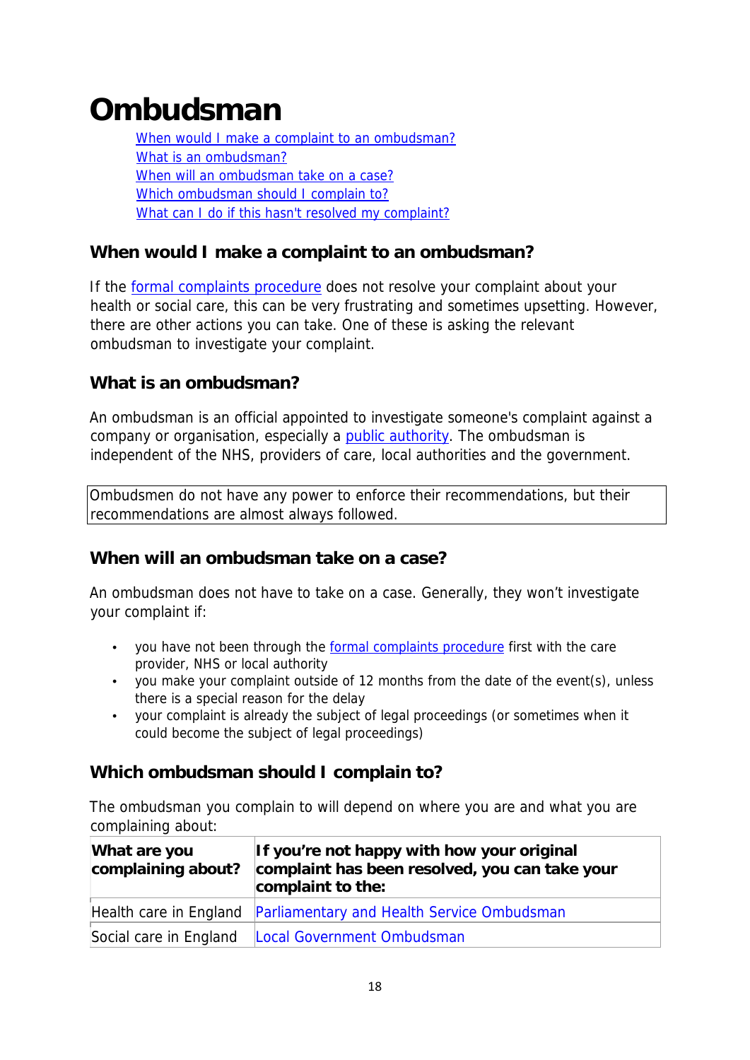# Ombudsman

- [When would I make a complaint to an ombudsman?](#)
- [What is an ombudsman?](#)
- [When will an ombudsman take on a case?](#)
- [Which ombudsman should I complain to?](#)
- [What can I do if this hasn't resolved my complaint?](#)

## When would I make a complaint to an ombudsman?

If the formal complaints procedure does not resolve your complaint about your health or social care, this can be very frustrating and sometimes upsetting. However, there are other actions you can take. One of these is asking the relevant ombudsman to investigate your complaint.

## What is an ombudsman?

An ombudsman is an official appointed to investigate someone's complaint against a company or organisation, especially a public authority. The ombudsman is independent of the NHS, providers of care, local authorities and the government.

> Ombudsmen do not have any power to enforce their recommendations, but their recommendations are almost always followed.

## When will an ombudsman take on a case?

An ombudsman does not have to take on a case. Generally, they won't investigate your complaint if:

- you have not been through the formal complaints procedure first with the care provider, NHS or local authority
- you make your complaint outside of 12 months from the date of the event(s), unless there is a special reason for the delay
- your complaint is already the subject of legal proceedings (or sometimes when it could become the subject of legal proceedings)

## Which ombudsman should I complain to?

The ombudsman you complain to will depend on where you are and what you are complaining about:

| What are you complaining about? | If you're not happy with how your original complaint has been resolved, you can take your complaint to the: |
|---|---|
| Health care in England | Parliamentary and Health Service Ombudsman |
| Social care in England | Local Government Ombudsman |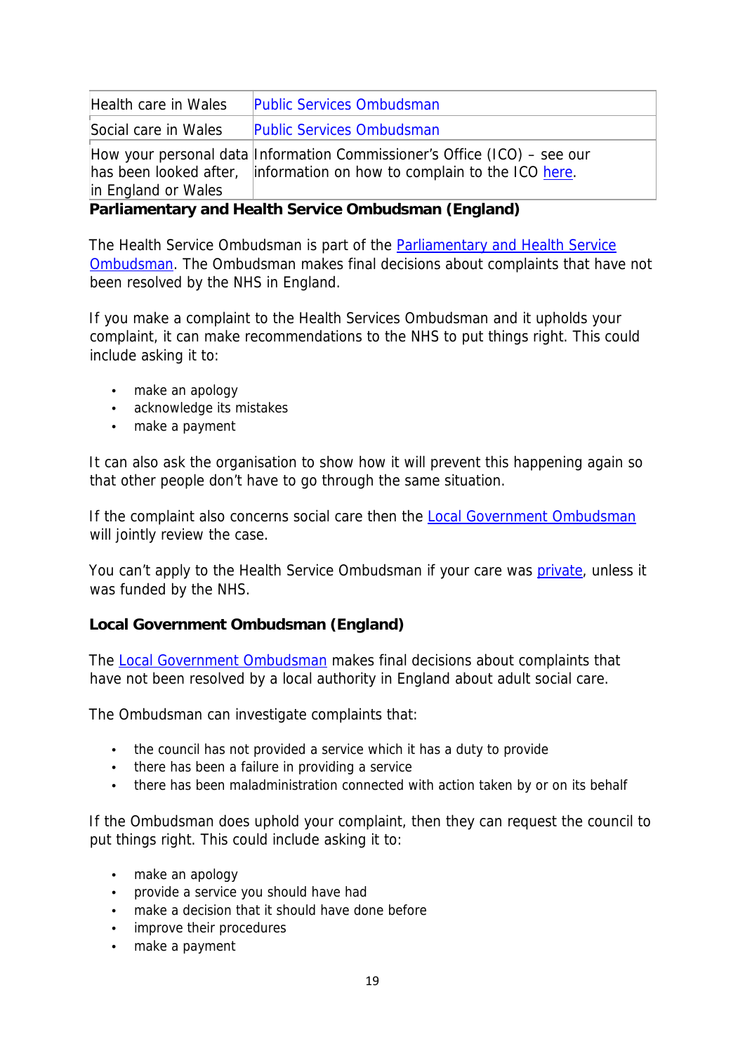| | |
|---|---|
| Health care in Wales | Public Services Ombudsman |
| Social care in Wales | Public Services Ombudsman |
| How your personal data has been looked after, in England or Wales | Information Commissioner's Office (ICO) – see our information on how to complain to the ICO here. |

**Parliamentary and Health Service Ombudsman (England)**

The Health Service Ombudsman is part of the Parliamentary and Health Service Ombudsman. The Ombudsman makes final decisions about complaints that have not been resolved by the NHS in England.

If you make a complaint to the Health Services Ombudsman and it upholds your complaint, it can make recommendations to the NHS to put things right. This could include asking it to:

- make an apology
- acknowledge its mistakes
- make a payment

It can also ask the organisation to show how it will prevent this happening again so that other people don't have to go through the same situation.

If the complaint also concerns social care then the Local Government Ombudsman will jointly review the case.

You can't apply to the Health Service Ombudsman if your care was private, unless it was funded by the NHS.

**Local Government Ombudsman (England)**

The Local Government Ombudsman makes final decisions about complaints that have not been resolved by a local authority in England about adult social care.

The Ombudsman can investigate complaints that:

- the council has not provided a service which it has a duty to provide
- there has been a failure in providing a service
- there has been maladministration connected with action taken by or on its behalf

If the Ombudsman does uphold your complaint, then they can request the council to put things right. This could include asking it to:

- make an apology
- provide a service you should have had
- make a decision that it should have done before
- improve their procedures
- make a payment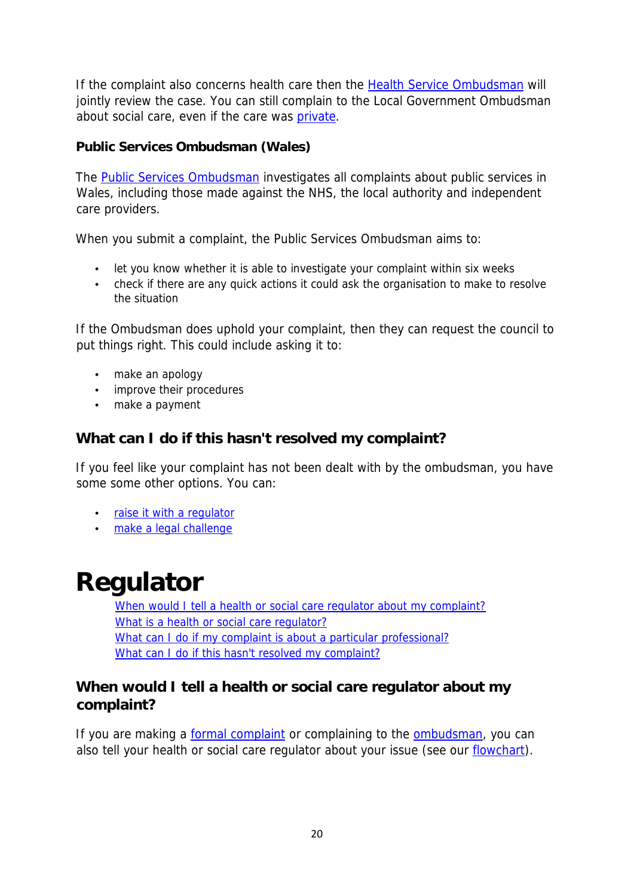If the complaint also concerns health care then the Health Service Ombudsman will jointly review the case. You can still complain to the Local Government Ombudsman about social care, even if the care was private.

### Public Services Ombudsman (Wales)

The Public Services Ombudsman investigates all complaints about public services in Wales, including those made against the NHS, the local authority and independent care providers.

When you submit a complaint, the Public Services Ombudsman aims to:

- let you know whether it is able to investigate your complaint within six weeks
- check if there are any quick actions it could ask the organisation to make to resolve the situation

If the Ombudsman does uphold your complaint, then they can request the council to put things right. This could include asking it to:

- make an apology
- improve their procedures
- make a payment

## What can I do if this hasn't resolved my complaint?

If you feel like your complaint has not been dealt with by the ombudsman, you have some some other options. You can:

- raise it with a regulator
- make a legal challenge

# Regulator

- When would I tell a health or social care regulator about my complaint?
- What is a health or social care regulator?
- What can I do if my complaint is about a particular professional?
- What can I do if this hasn't resolved my complaint?

## When would I tell a health or social care regulator about my complaint?

If you are making a formal complaint or complaining to the ombudsman, you can also tell your health or social care regulator about your issue (see our flowchart).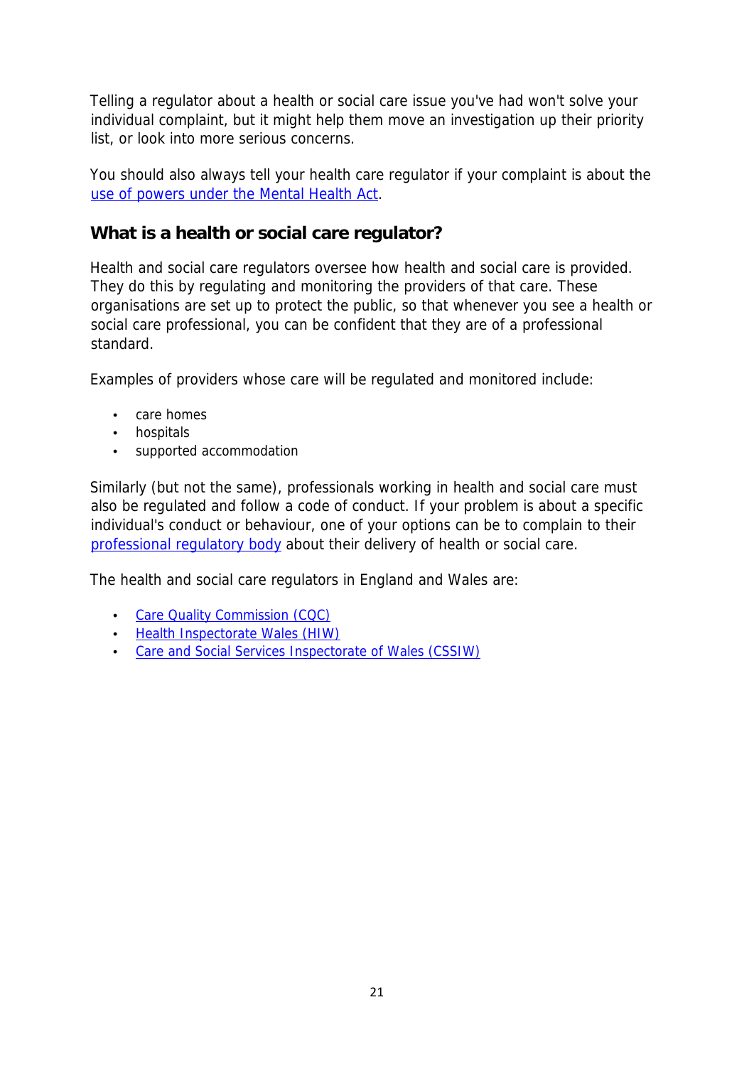Telling a regulator about a health or social care issue you've had won't solve your individual complaint, but it might help them move an investigation up their priority list, or look into more serious concerns.

You should also always tell your health care regulator if your complaint is about the use of powers under the Mental Health Act.

## What is a health or social care regulator?

Health and social care regulators oversee how health and social care is provided. They do this by regulating and monitoring the providers of that care. These organisations are set up to protect the public, so that whenever you see a health or social care professional, you can be confident that they are of a professional standard.

Examples of providers whose care will be regulated and monitored include:

- care homes
- hospitals
- supported accommodation

Similarly (but not the same), professionals working in health and social care must also be regulated and follow a code of conduct. If your problem is about a specific individual's conduct or behaviour, one of your options can be to complain to their professional regulatory body about their delivery of health or social care.

The health and social care regulators in England and Wales are:

- Care Quality Commission (CQC)
- Health Inspectorate Wales (HIW)
- Care and Social Services Inspectorate of Wales (CSSIW)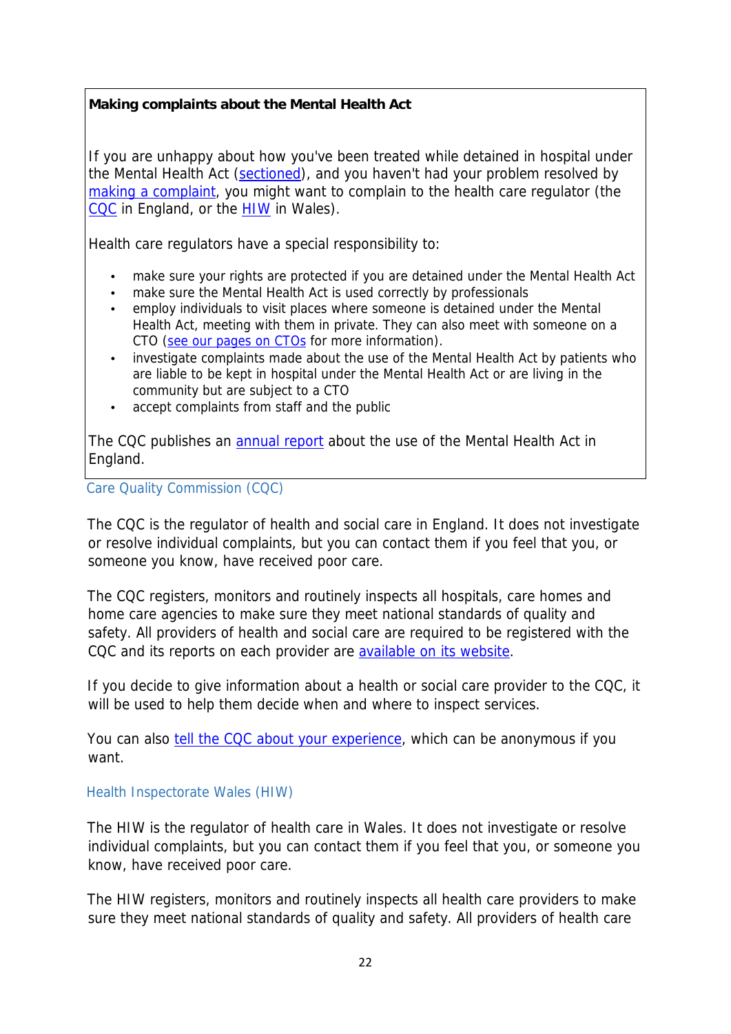**Making complaints about the Mental Health Act**

If you are unhappy about how you've been treated while detained in hospital under the Mental Health Act (sectioned), and you haven't had your problem resolved by making a complaint, you might want to complain to the health care regulator (the CQC in England, or the HIW in Wales).

Health care regulators have a special responsibility to:

- make sure your rights are protected if you are detained under the Mental Health Act
- make sure the Mental Health Act is used correctly by professionals
- employ individuals to visit places where someone is detained under the Mental Health Act, meeting with them in private. They can also meet with someone on a CTO (see our pages on CTOs for more information).
- investigate complaints made about the use of the Mental Health Act by patients who are liable to be kept in hospital under the Mental Health Act or are living in the community but are subject to a CTO
- accept complaints from staff and the public

The CQC publishes an annual report about the use of the Mental Health Act in England.

### Care Quality Commission (CQC)

The CQC is the regulator of health and social care in England. It does not investigate or resolve individual complaints, but you can contact them if you feel that you, or someone you know, have received poor care.

The CQC registers, monitors and routinely inspects all hospitals, care homes and home care agencies to make sure they meet national standards of quality and safety. All providers of health and social care are required to be registered with the CQC and its reports on each provider are available on its website.

If you decide to give information about a health or social care provider to the CQC, it will be used to help them decide when and where to inspect services.

You can also tell the CQC about your experience, which can be anonymous if you want.

### Health Inspectorate Wales (HIW)

The HIW is the regulator of health care in Wales. It does not investigate or resolve individual complaints, but you can contact them if you feel that you, or someone you know, have received poor care.

The HIW registers, monitors and routinely inspects all health care providers to make sure they meet national standards of quality and safety. All providers of health care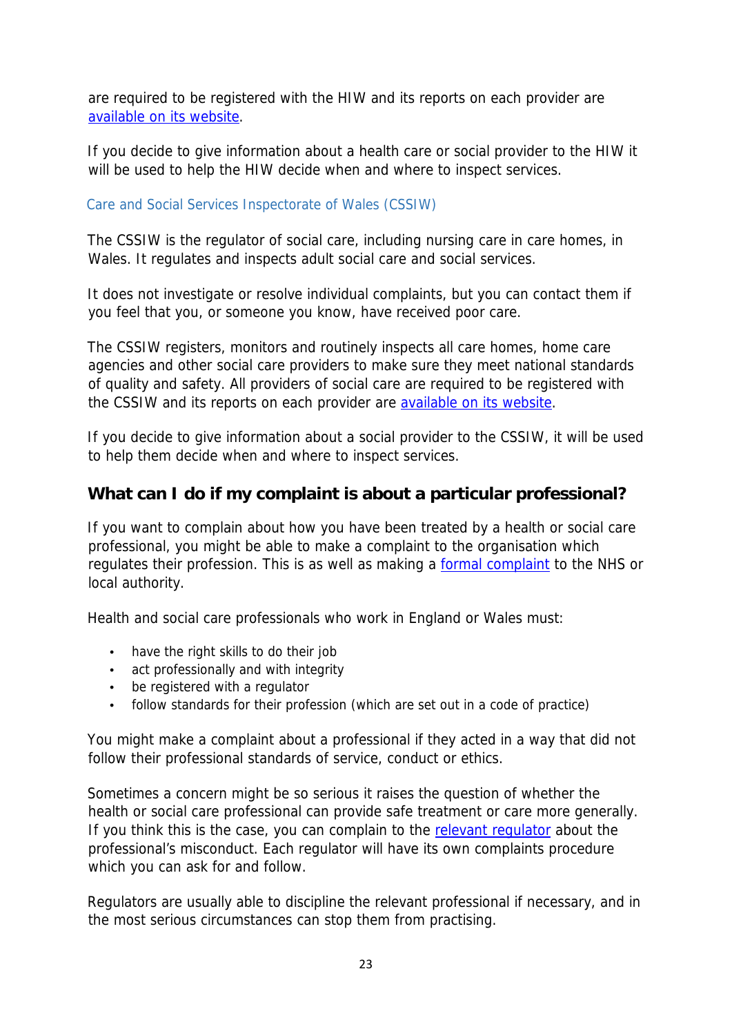are required to be registered with the HIW and its reports on each provider are available on its website.

If you decide to give information about a health care or social provider to the HIW it will be used to help the HIW decide when and where to inspect services.

### Care and Social Services Inspectorate of Wales (CSSIW)

The CSSIW is the regulator of social care, including nursing care in care homes, in Wales. It regulates and inspects adult social care and social services.

It does not investigate or resolve individual complaints, but you can contact them if you feel that you, or someone you know, have received poor care.

The CSSIW registers, monitors and routinely inspects all care homes, home care agencies and other social care providers to make sure they meet national standards of quality and safety. All providers of social care are required to be registered with the CSSIW and its reports on each provider are available on its website.

If you decide to give information about a social provider to the CSSIW, it will be used to help them decide when and where to inspect services.

## What can I do if my complaint is about a particular professional?

If you want to complain about how you have been treated by a health or social care professional, you might be able to make a complaint to the organisation which regulates their profession. This is as well as making a formal complaint to the NHS or local authority.

Health and social care professionals who work in England or Wales must:

- have the right skills to do their job
- act professionally and with integrity
- be registered with a regulator
- follow standards for their profession (which are set out in a code of practice)

You might make a complaint about a professional if they acted in a way that did not follow their professional standards of service, conduct or ethics.

Sometimes a concern might be so serious it raises the question of whether the health or social care professional can provide safe treatment or care more generally. If you think this is the case, you can complain to the relevant regulator about the professional's misconduct. Each regulator will have its own complaints procedure which you can ask for and follow.

Regulators are usually able to discipline the relevant professional if necessary, and in the most serious circumstances can stop them from practising.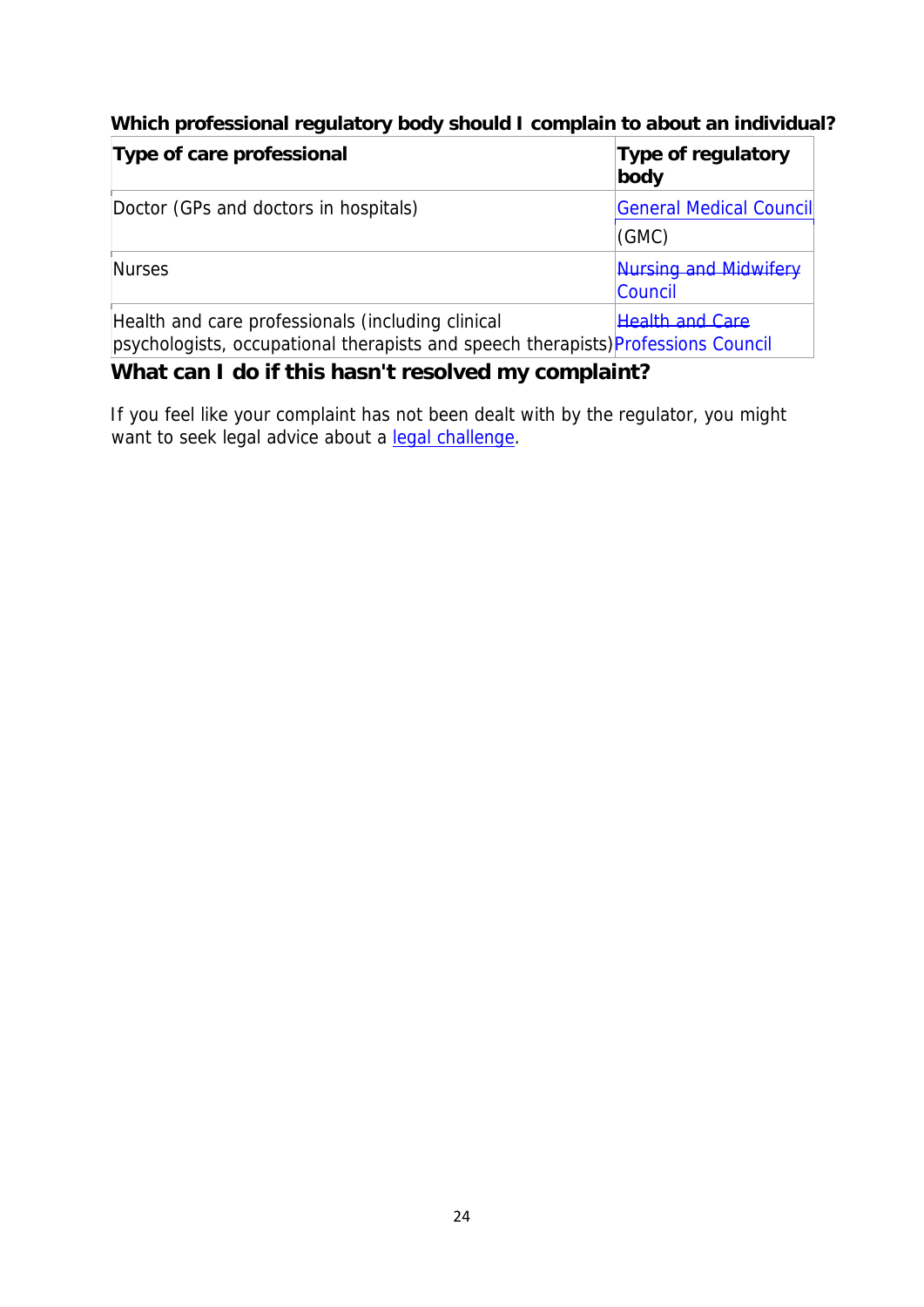### Which professional regulatory body should I complain to about an individual?

| Type of care professional | Type of regulatory body |
|---|---|
| Doctor (GPs and doctors in hospitals) | General Medical Council (GMC) |
| Nurses | Nursing and Midwifery Council |
| Health and care professionals (including clinical psychologists, occupational therapists and speech therapists) | Health and Care Professions Council |

### What can I do if this hasn't resolved my complaint?

If you feel like your complaint has not been dealt with by the regulator, you might want to seek legal advice about a legal challenge.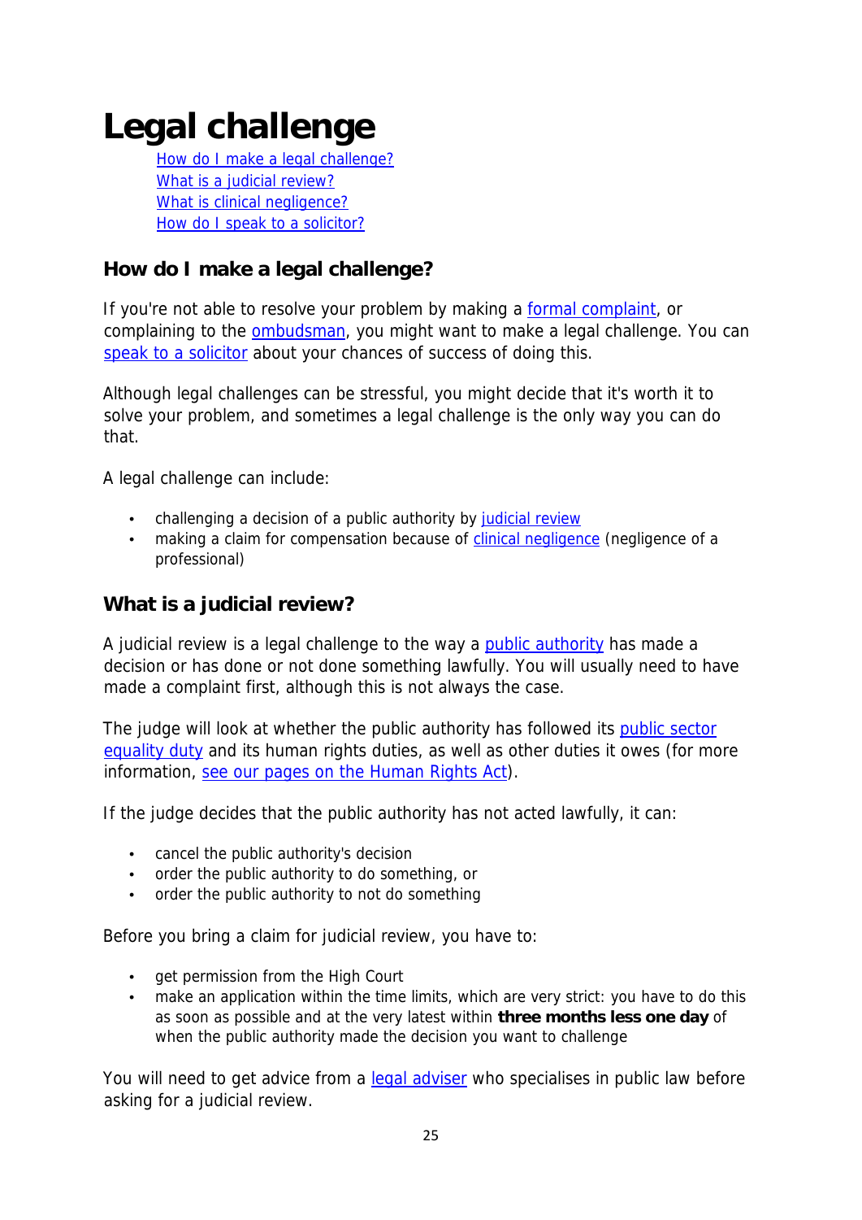# Legal challenge

- [How do I make a legal challenge?](#)
- [What is a judicial review?](#)
- [What is clinical negligence?](#)
- [How do I speak to a solicitor?](#)

## How do I make a legal challenge?

If you're not able to resolve your problem by making a formal complaint, or complaining to the ombudsman, you might want to make a legal challenge. You can speak to a solicitor about your chances of success of doing this.

Although legal challenges can be stressful, you might decide that it's worth it to solve your problem, and sometimes a legal challenge is the only way you can do that.

A legal challenge can include:

- challenging a decision of a public authority by judicial review
- making a claim for compensation because of clinical negligence (negligence of a professional)

## What is a judicial review?

A judicial review is a legal challenge to the way a public authority has made a decision or has done or not done something lawfully. You will usually need to have made a complaint first, although this is not always the case.

The judge will look at whether the public authority has followed its public sector equality duty and its human rights duties, as well as other duties it owes (for more information, see our pages on the Human Rights Act).

If the judge decides that the public authority has not acted lawfully, it can:

- cancel the public authority's decision
- order the public authority to do something, or
- order the public authority to not do something

Before you bring a claim for judicial review, you have to:

- get permission from the High Court
- make an application within the time limits, which are very strict: you have to do this as soon as possible and at the very latest within **three months less one day** of when the public authority made the decision you want to challenge

You will need to get advice from a legal adviser who specialises in public law before asking for a judicial review.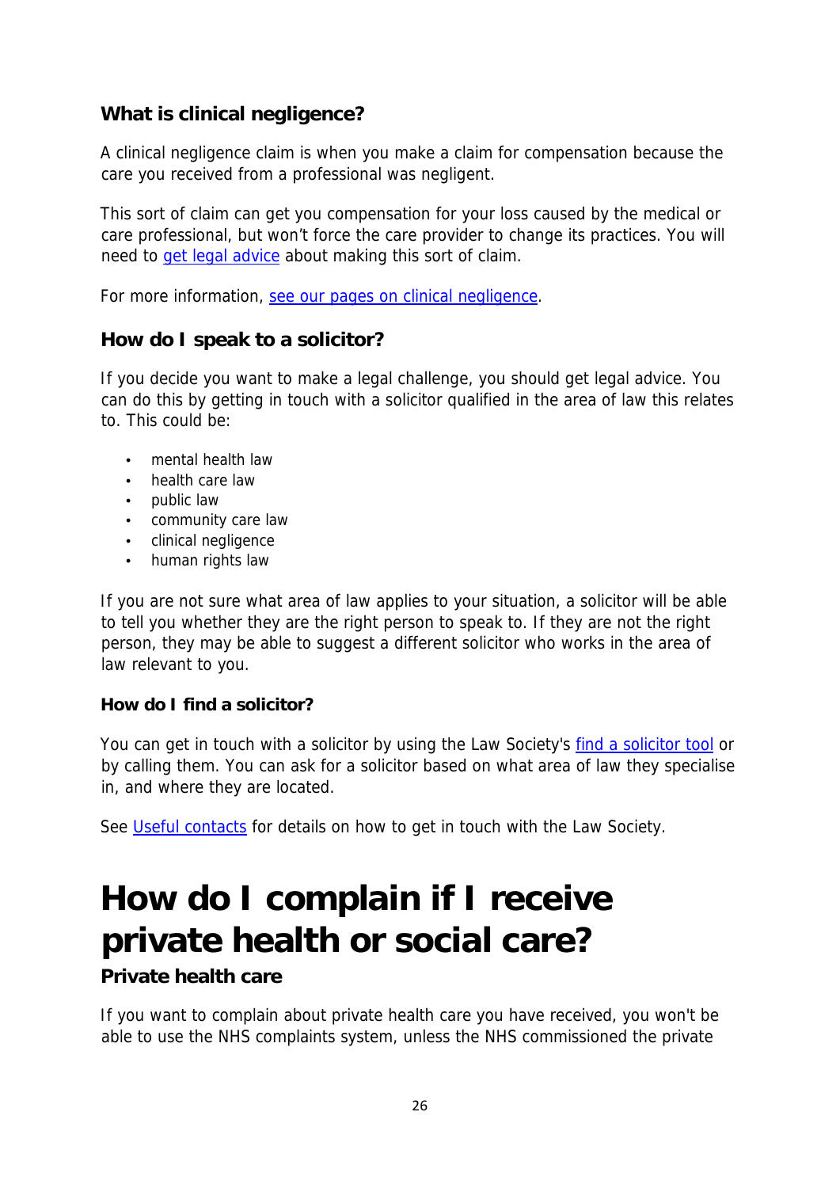### What is clinical negligence?

A clinical negligence claim is when you make a claim for compensation because the care you received from a professional was negligent.

This sort of claim can get you compensation for your loss caused by the medical or care professional, but won't force the care provider to change its practices. You will need to get legal advice about making this sort of claim.

For more information, see our pages on clinical negligence.

### How do I speak to a solicitor?

If you decide you want to make a legal challenge, you should get legal advice. You can do this by getting in touch with a solicitor qualified in the area of law this relates to. This could be:

- mental health law
- health care law
- public law
- community care law
- clinical negligence
- human rights law

If you are not sure what area of law applies to your situation, a solicitor will be able to tell you whether they are the right person to speak to. If they are not the right person, they may be able to suggest a different solicitor who works in the area of law relevant to you.

#### How do I find a solicitor?

You can get in touch with a solicitor by using the Law Society's find a solicitor tool or by calling them. You can ask for a solicitor based on what area of law they specialise in, and where they are located.

See Useful contacts for details on how to get in touch with the Law Society.

# How do I complain if I receive private health or social care?

### Private health care

If you want to complain about private health care you have received, you won't be able to use the NHS complaints system, unless the NHS commissioned the private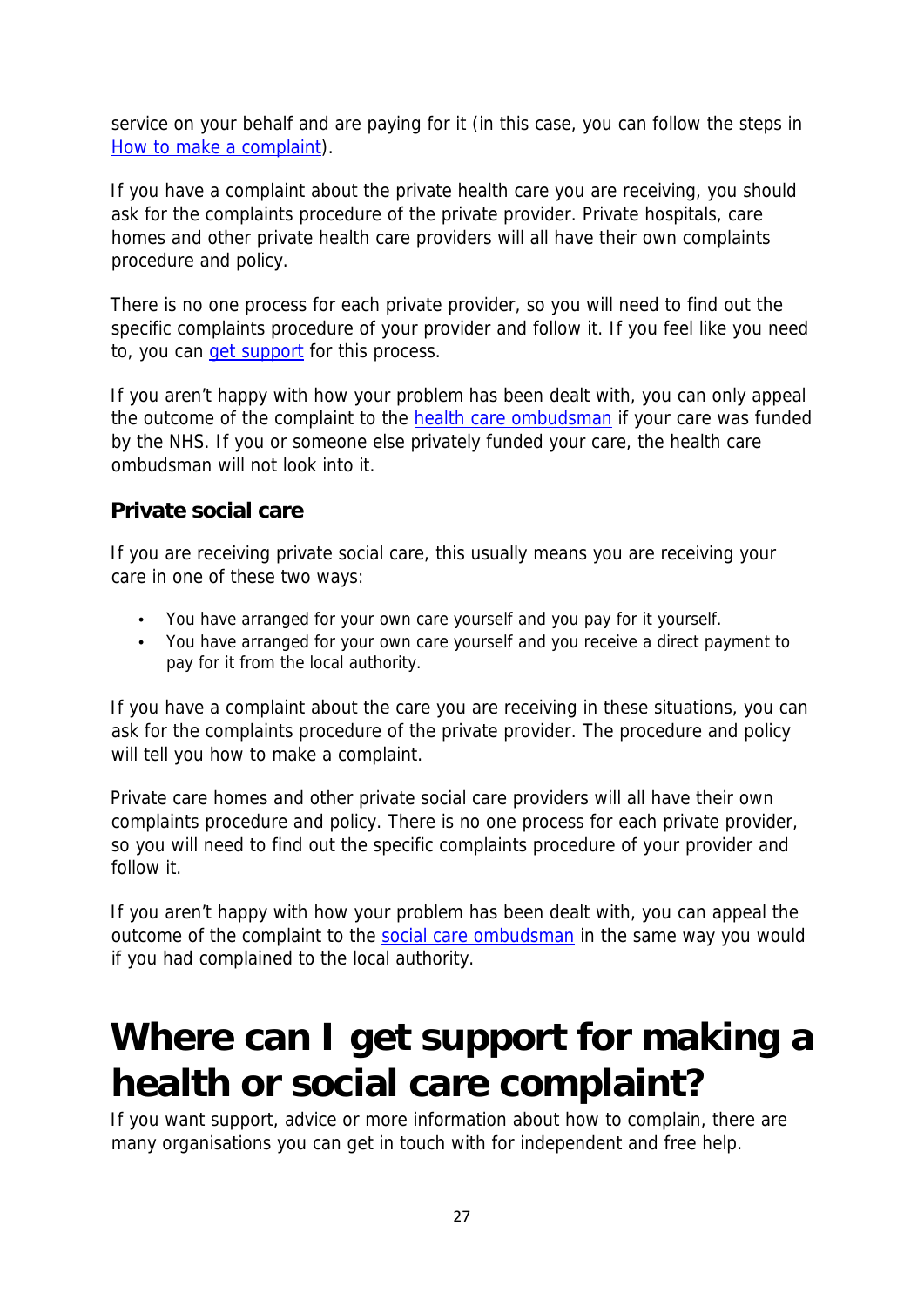service on your behalf and are paying for it (in this case, you can follow the steps in How to make a complaint).

If you have a complaint about the private health care you are receiving, you should ask for the complaints procedure of the private provider. Private hospitals, care homes and other private health care providers will all have their own complaints procedure and policy.

There is no one process for each private provider, so you will need to find out the specific complaints procedure of your provider and follow it. If you feel like you need to, you can get support for this process.

If you aren't happy with how your problem has been dealt with, you can only appeal the outcome of the complaint to the health care ombudsman if your care was funded by the NHS. If you or someone else privately funded your care, the health care ombudsman will not look into it.

### Private social care

If you are receiving private social care, this usually means you are receiving your care in one of these two ways:

- You have arranged for your own care yourself and you pay for it yourself.
- You have arranged for your own care yourself and you receive a direct payment to pay for it from the local authority.

If you have a complaint about the care you are receiving in these situations, you can ask for the complaints procedure of the private provider. The procedure and policy will tell you how to make a complaint.

Private care homes and other private social care providers will all have their own complaints procedure and policy. There is no one process for each private provider, so you will need to find out the specific complaints procedure of your provider and follow it.

If you aren't happy with how your problem has been dealt with, you can appeal the outcome of the complaint to the social care ombudsman in the same way you would if you had complained to the local authority.

# Where can I get support for making a health or social care complaint?

If you want support, advice or more information about how to complain, there are many organisations you can get in touch with for independent and free help.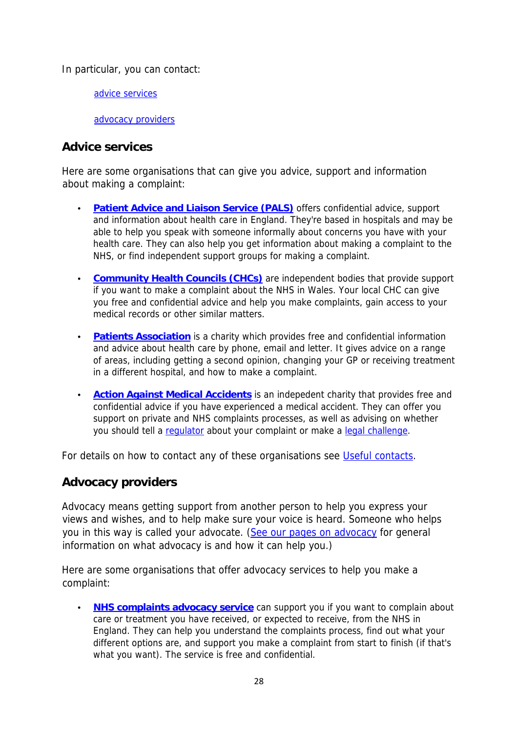In particular, you can contact:

- advice services
- advocacy providers

## Advice services

Here are some organisations that can give you advice, support and information about making a complaint:

- **Patient Advice and Liaison Service (PALS)** offers confidential advice, support and information about health care in England. They're based in hospitals and may be able to help you speak with someone informally about concerns you have with your health care. They can also help you get information about making a complaint to the NHS, or find independent support groups for making a complaint.
- **Community Health Councils (CHCs)** are independent bodies that provide support if you want to make a complaint about the NHS in Wales. Your local CHC can give you free and confidential advice and help you make complaints, gain access to your medical records or other similar matters.
- **Patients Association** is a charity which provides free and confidential information and advice about health care by phone, email and letter. It gives advice on a range of areas, including getting a second opinion, changing your GP or receiving treatment in a different hospital, and how to make a complaint.
- **Action Against Medical Accidents** is an indepedent charity that provides free and confidential advice if you have experienced a medical accident. They can offer you support on private and NHS complaints processes, as well as advising on whether you should tell a regulator about your complaint or make a legal challenge.

For details on how to contact any of these organisations see Useful contacts.

## Advocacy providers

Advocacy means getting support from another person to help you express your views and wishes, and to help make sure your voice is heard. Someone who helps you in this way is called your advocate. (See our pages on advocacy for general information on what advocacy is and how it can help you.)

Here are some organisations that offer advocacy services to help you make a complaint:

- **NHS complaints advocacy service** can support you if you want to complain about care or treatment you have received, or expected to receive, from the NHS in England. They can help you understand the complaints process, find out what your different options are, and support you make a complaint from start to finish (if that's what you want). The service is free and confidential.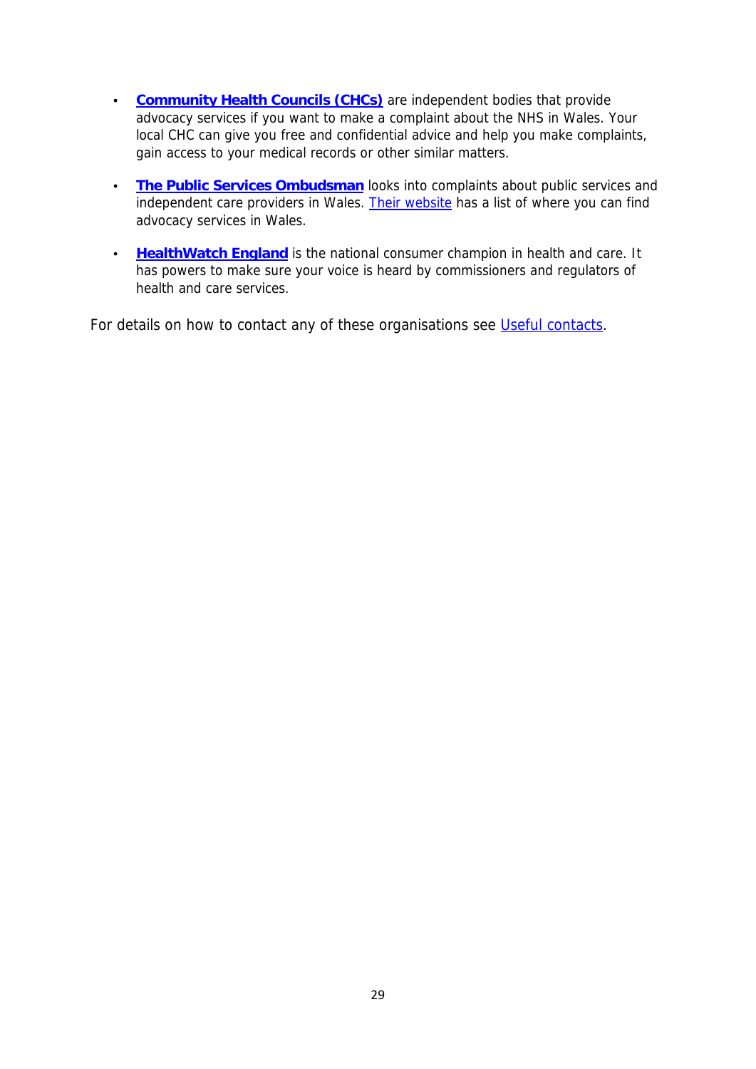- **Community Health Councils (CHCs)** are independent bodies that provide advocacy services if you want to make a complaint about the NHS in Wales. Your local CHC can give you free and confidential advice and help you make complaints, gain access to your medical records or other similar matters.
- **The Public Services Ombudsman** looks into complaints about public services and independent care providers in Wales. Their website has a list of where you can find advocacy services in Wales.
- **HealthWatch England** is the national consumer champion in health and care. It has powers to make sure your voice is heard by commissioners and regulators of health and care services.

For details on how to contact any of these organisations see Useful contacts.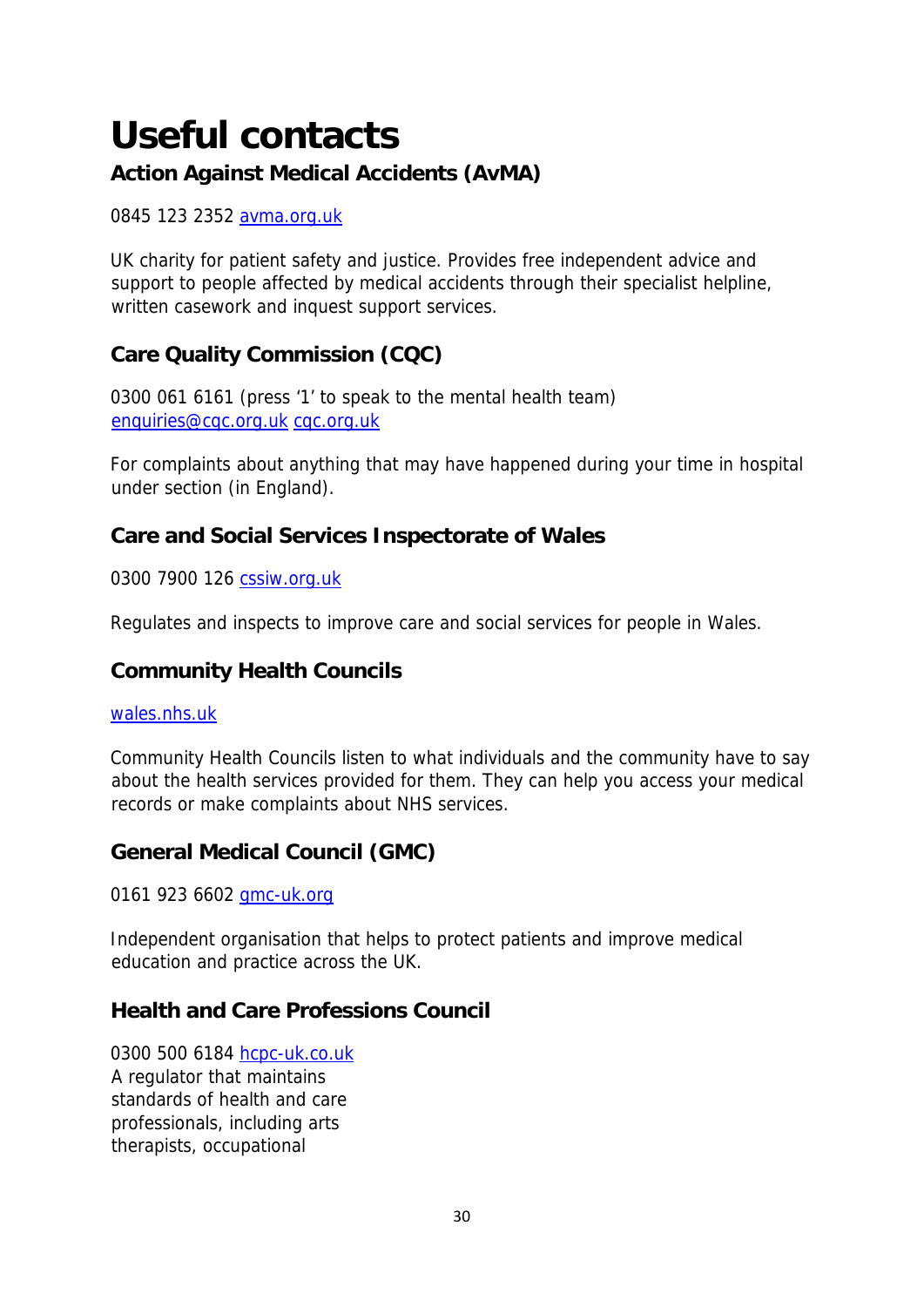# Useful contacts

### Action Against Medical Accidents (AvMA)

0845 123 2352 avma.org.uk

UK charity for patient safety and justice. Provides free independent advice and support to people affected by medical accidents through their specialist helpline, written casework and inquest support services.

### Care Quality Commission (CQC)

0300 061 6161 (press '1' to speak to the mental health team)
enquiries@cqc.org.uk cqc.org.uk

For complaints about anything that may have happened during your time in hospital under section (in England).

### Care and Social Services Inspectorate of Wales

0300 7900 126 cssiw.org.uk

Regulates and inspects to improve care and social services for people in Wales.

### Community Health Councils

wales.nhs.uk

Community Health Councils listen to what individuals and the community have to say about the health services provided for them. They can help you access your medical records or make complaints about NHS services.

### General Medical Council (GMC)

0161 923 6602 gmc-uk.org

Independent organisation that helps to protect patients and improve medical education and practice across the UK.

### Health and Care Professions Council

0300 500 6184 hcpc-uk.co.uk
A regulator that maintains standards of health and care professionals, including arts therapists, occupational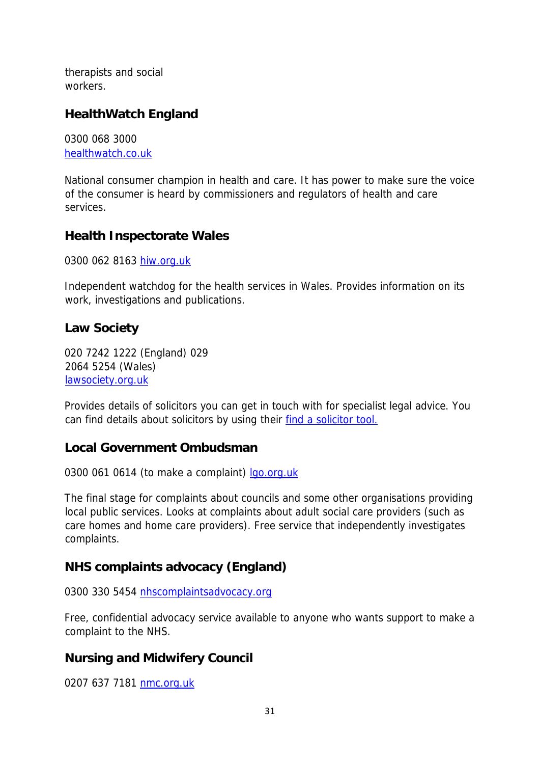therapists and social workers.

### HealthWatch England

0300 068 3000
[healthwatch.co.uk](healthwatch.co.uk)

National consumer champion in health and care. It has power to make sure the voice of the consumer is heard by commissioners and regulators of health and care services.

### Health Inspectorate Wales

0300 062 8163 [hiw.org.uk](hiw.org.uk)

Independent watchdog for the health services in Wales. Provides information on its work, investigations and publications.

### Law Society

020 7242 1222 (England) 029 2064 5254 (Wales)
[lawsociety.org.uk](lawsociety.org.uk)

Provides details of solicitors you can get in touch with for specialist legal advice. You can find details about solicitors by using their find a solicitor tool.

### Local Government Ombudsman

0300 061 0614 (to make a complaint) [lgo.org.uk](lgo.org.uk)

The final stage for complaints about councils and some other organisations providing local public services. Looks at complaints about adult social care providers (such as care homes and home care providers). Free service that independently investigates complaints.

### NHS complaints advocacy (England)

0300 330 5454 [nhscomplaintsadvocacy.org](nhscomplaintsadvocacy.org)

Free, confidential advocacy service available to anyone who wants support to make a complaint to the NHS.

### Nursing and Midwifery Council

0207 637 7181 [nmc.org.uk](nmc.org.uk)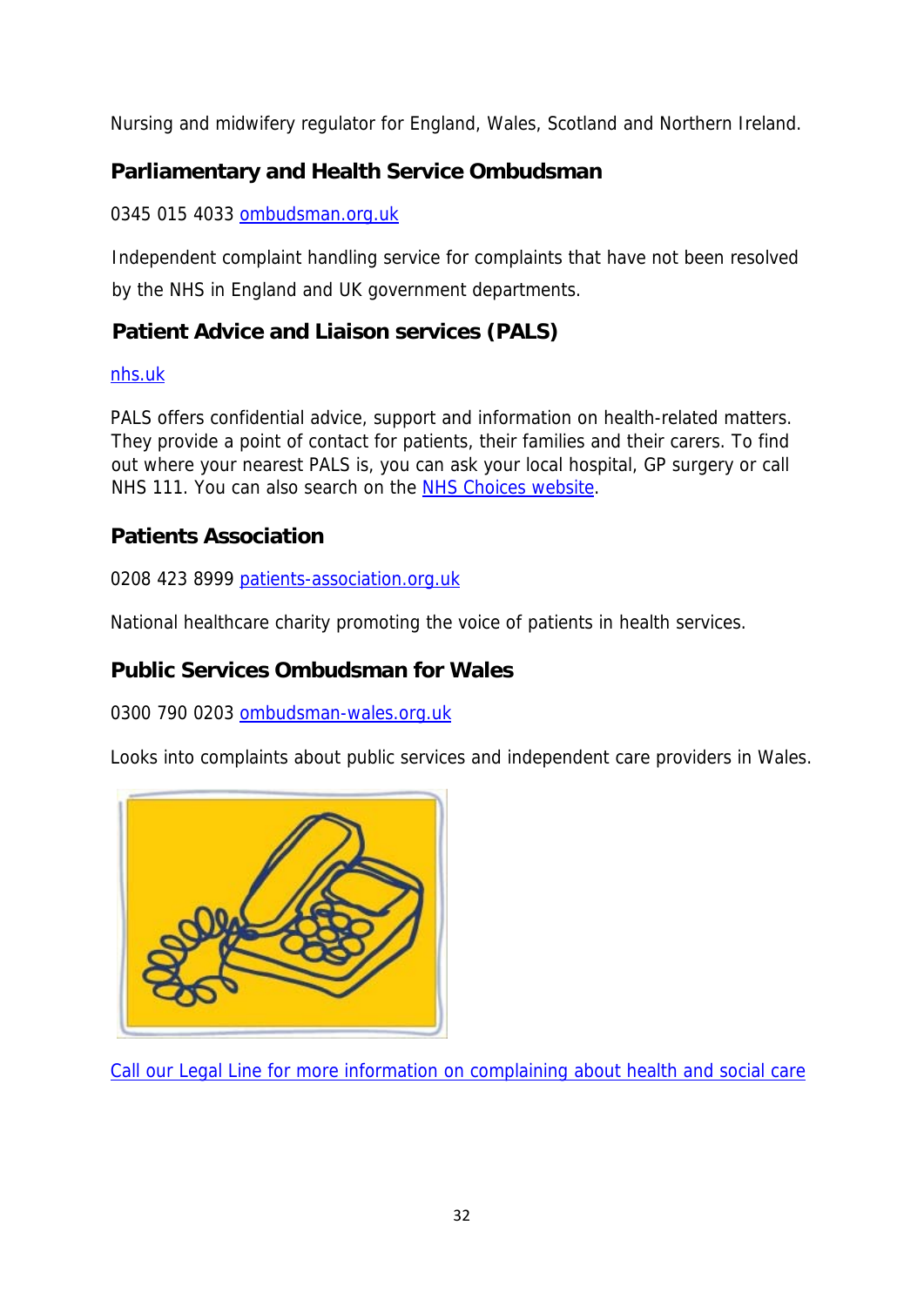Nursing and midwifery regulator for England, Wales, Scotland and Northern Ireland.

### Parliamentary and Health Service Ombudsman

0345 015 4033 [ombudsman.org.uk](ombudsman.org.uk)

Independent complaint handling service for complaints that have not been resolved by the NHS in England and UK government departments.

### Patient Advice and Liaison services (PALS)

[nhs.uk](nhs.uk)

PALS offers confidential advice, support and information on health-related matters. They provide a point of contact for patients, their families and their carers. To find out where your nearest PALS is, you can ask your local hospital, GP surgery or call NHS 111. You can also search on the [NHS Choices website](NHS Choices website).

### Patients Association

0208 423 8999 [patients-association.org.uk](patients-association.org.uk)

National healthcare charity promoting the voice of patients in health services.

### Public Services Ombudsman for Wales

0300 790 0203 [ombudsman-wales.org.uk](ombudsman-wales.org.uk)

Looks into complaints about public services and independent care providers in Wales.

[Call our Legal Line for more information on complaining about health and social care](Call our Legal Line for more information on complaining about health and social care)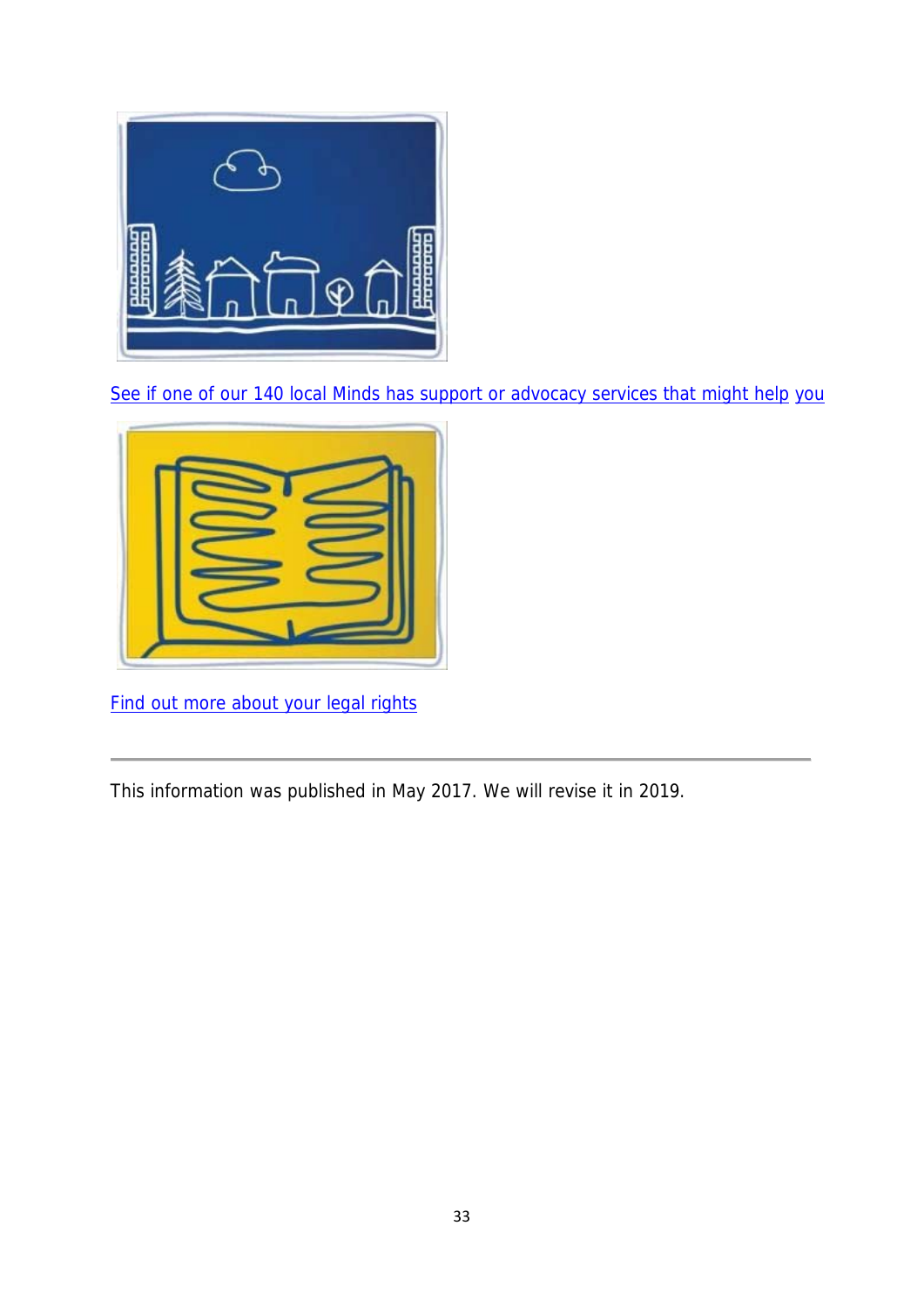See if one of our 140 local Minds has support or advocacy services that might help you

Find out more about your legal rights

---

This information was published in May 2017. We will revise it in 2019.